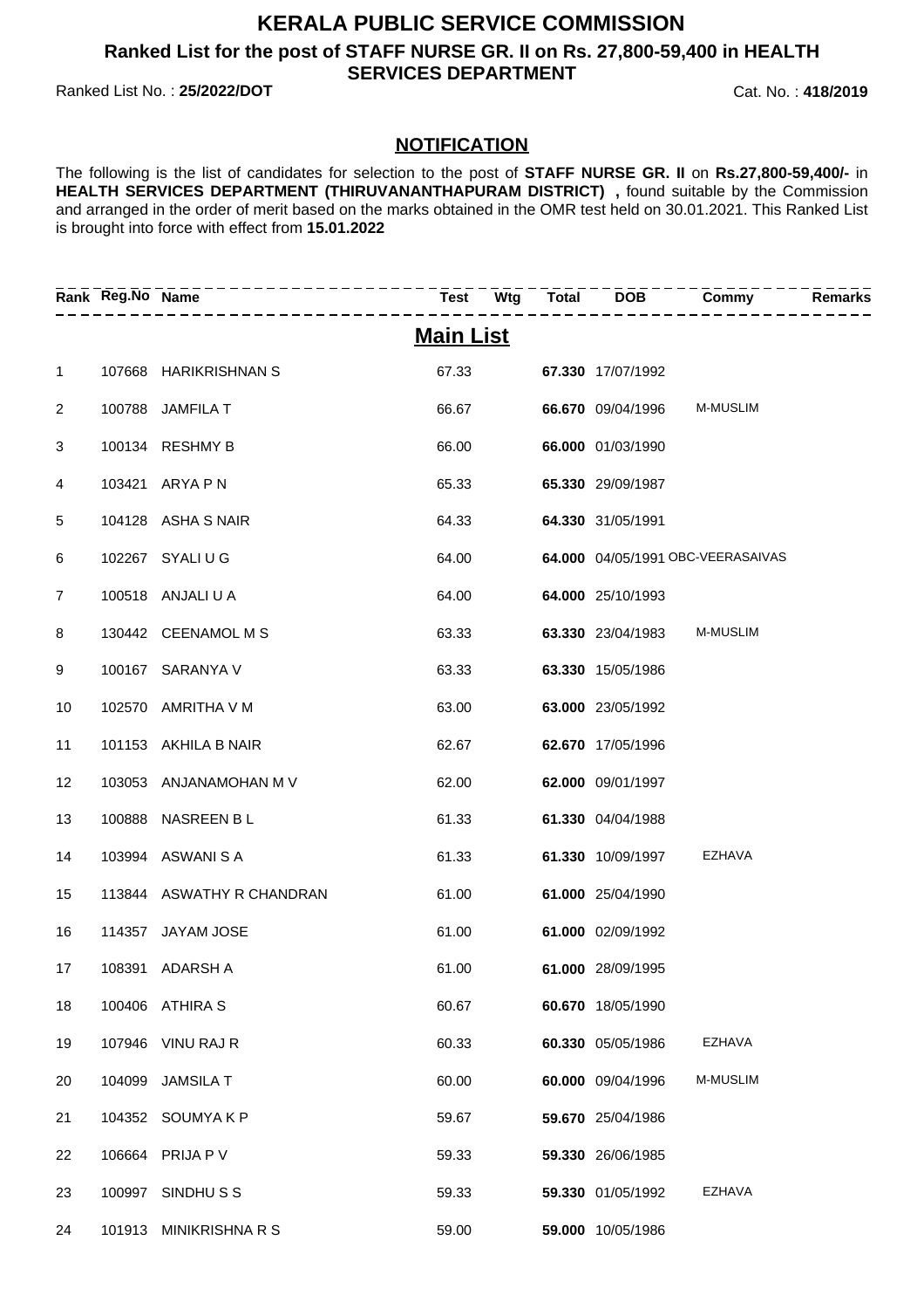# KERALA PUBLIC SERVICE COMMISSION

## Ranked List for the post of STAFF NURSE GR. II on Rs. 27,800-59,400 in HEALTH SERVICES DEPARTMENT

Ranked List No. : **25/2022/DOT** Cat. No. : **418/2019**

### NOTIFICATION

The following is the list of candidates for selection to the post of **STAFF NURSE GR. II** on **Rs.27,800-59,400/-** in **HEALTH SERVICES DEPARTMENT (THIRUVANANTHAPURAM DISTRICT) ,** found suitable by the Commission and arranged in the order of merit based on the marks obtained in the OMR test held on 30.01.2021. This Ranked List is brought into force with effect from **15.01.2022**

## Main List

| Rank | Reg.No | Name | Test | Wtg | Total | DOB | Commy | Remarks |
|---|---|---|---|---|---|---|---|---|
| 1 | 107668 | HARIKRISHNAN S | 67.33 | | **67.330** | 17/07/1992 | | |
| 2 | 100788 | JAMFILA T | 66.67 | | **66.670** | 09/04/1996 | M-MUSLIM | |
| 3 | 100134 | RESHMY B | 66.00 | | **66.000** | 01/03/1990 | | |
| 4 | 103421 | ARYA P N | 65.33 | | **65.330** | 29/09/1987 | | |
| 5 | 104128 | ASHA S NAIR | 64.33 | | **64.330** | 31/05/1991 | | |
| 6 | 102267 | SYALI U G | 64.00 | | **64.000** | 04/05/1991 | OBC-VEERASAIVAS | |
| 7 | 100518 | ANJALI U A | 64.00 | | **64.000** | 25/10/1993 | | |
| 8 | 130442 | CEENAMOL M S | 63.33 | | **63.330** | 23/04/1983 | M-MUSLIM | |
| 9 | 100167 | SARANYA V | 63.33 | | **63.330** | 15/05/1986 | | |
| 10 | 102570 | AMRITHA V M | 63.00 | | **63.000** | 23/05/1992 | | |
| 11 | 101153 | AKHILA B NAIR | 62.67 | | **62.670** | 17/05/1996 | | |
| 12 | 103053 | ANJANAMOHAN M V | 62.00 | | **62.000** | 09/01/1997 | | |
| 13 | 100888 | NASREEN B L | 61.33 | | **61.330** | 04/04/1988 | | |
| 14 | 103994 | ASWANI S A | 61.33 | | **61.330** | 10/09/1997 | EZHAVA | |
| 15 | 113844 | ASWATHY R CHANDRAN | 61.00 | | **61.000** | 25/04/1990 | | |
| 16 | 114357 | JAYAM JOSE | 61.00 | | **61.000** | 02/09/1992 | | |
| 17 | 108391 | ADARSH A | 61.00 | | **61.000** | 28/09/1995 | | |
| 18 | 100406 | ATHIRA S | 60.67 | | **60.670** | 18/05/1990 | | |
| 19 | 107946 | VINU RAJ R | 60.33 | | **60.330** | 05/05/1986 | EZHAVA | |
| 20 | 104099 | JAMSILA T | 60.00 | | **60.000** | 09/04/1996 | M-MUSLIM | |
| 21 | 104352 | SOUMYA K P | 59.67 | | **59.670** | 25/04/1986 | | |
| 22 | 106664 | PRIJA P V | 59.33 | | **59.330** | 26/06/1985 | | |
| 23 | 100997 | SINDHU S S | 59.33 | | **59.330** | 01/05/1992 | EZHAVA | |
| 24 | 101913 | MINIKRISHNA R S | 59.00 | | **59.000** | 10/05/1986 | | |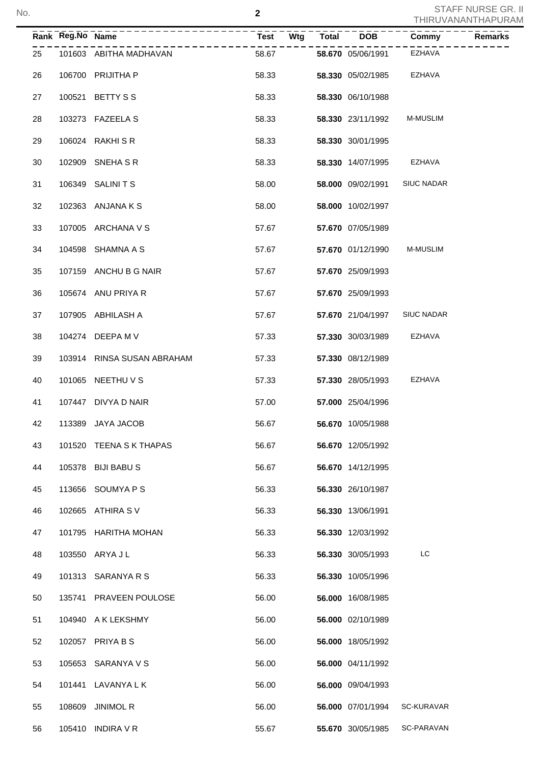| Rank | Reg.No | Name | Test | Wtg | Total | DOB | Commy | Remarks |
|---|---|---|---|---|---|---|---|---|
| 25 | 101603 | ABITHA MADHAVAN | 58.67 | | **58.670** | 05/06/1991 | EZHAVA | |
| 26 | 106700 | PRIJITHA P | 58.33 | | **58.330** | 05/02/1985 | EZHAVA | |
| 27 | 100521 | BETTY S S | 58.33 | | **58.330** | 06/10/1988 | | |
| 28 | 103273 | FAZEELA S | 58.33 | | **58.330** | 23/11/1992 | M-MUSLIM | |
| 29 | 106024 | RAKHI S R | 58.33 | | **58.330** | 30/01/1995 | | |
| 30 | 102909 | SNEHA S R | 58.33 | | **58.330** | 14/07/1995 | EZHAVA | |
| 31 | 106349 | SALINI T S | 58.00 | | **58.000** | 09/02/1991 | SIUC NADAR | |
| 32 | 102363 | ANJANA K S | 58.00 | | **58.000** | 10/02/1997 | | |
| 33 | 107005 | ARCHANA V S | 57.67 | | **57.670** | 07/05/1989 | | |
| 34 | 104598 | SHAMNA A S | 57.67 | | **57.670** | 01/12/1990 | M-MUSLIM | |
| 35 | 107159 | ANCHU B G NAIR | 57.67 | | **57.670** | 25/09/1993 | | |
| 36 | 105674 | ANU PRIYA R | 57.67 | | **57.670** | 25/09/1993 | | |
| 37 | 107905 | ABHILASH A | 57.67 | | **57.670** | 21/04/1997 | SIUC NADAR | |
| 38 | 104274 | DEEPA M V | 57.33 | | **57.330** | 30/03/1989 | EZHAVA | |
| 39 | 103914 | RINSA SUSAN ABRAHAM | 57.33 | | **57.330** | 08/12/1989 | | |
| 40 | 101065 | NEETHU V S | 57.33 | | **57.330** | 28/05/1993 | EZHAVA | |
| 41 | 107447 | DIVYA D NAIR | 57.00 | | **57.000** | 25/04/1996 | | |
| 42 | 113389 | JAYA JACOB | 56.67 | | **56.670** | 10/05/1988 | | |
| 43 | 101520 | TEENA S K THAPAS | 56.67 | | **56.670** | 12/05/1992 | | |
| 44 | 105378 | BIJI BABU S | 56.67 | | **56.670** | 14/12/1995 | | |
| 45 | 113656 | SOUMYA P S | 56.33 | | **56.330** | 26/10/1987 | | |
| 46 | 102665 | ATHIRA S V | 56.33 | | **56.330** | 13/06/1991 | | |
| 47 | 101795 | HARITHA MOHAN | 56.33 | | **56.330** | 12/03/1992 | | |
| 48 | 103550 | ARYA J L | 56.33 | | **56.330** | 30/05/1993 | LC | |
| 49 | 101313 | SARANYA R S | 56.33 | | **56.330** | 10/05/1996 | | |
| 50 | 135741 | PRAVEEN POULOSE | 56.00 | | **56.000** | 16/08/1985 | | |
| 51 | 104940 | A K LEKSHMY | 56.00 | | **56.000** | 02/10/1989 | | |
| 52 | 102057 | PRIYA B S | 56.00 | | **56.000** | 18/05/1992 | | |
| 53 | 105653 | SARANYA V S | 56.00 | | **56.000** | 04/11/1992 | | |
| 54 | 101441 | LAVANYA L K | 56.00 | | **56.000** | 09/04/1993 | | |
| 55 | 108609 | JINIMOL R | 56.00 | | **56.000** | 07/01/1994 | SC-KURAVAR | |
| 56 | 105410 | INDIRA V R | 55.67 | | **55.670** | 30/05/1985 | SC-PARAVAN | |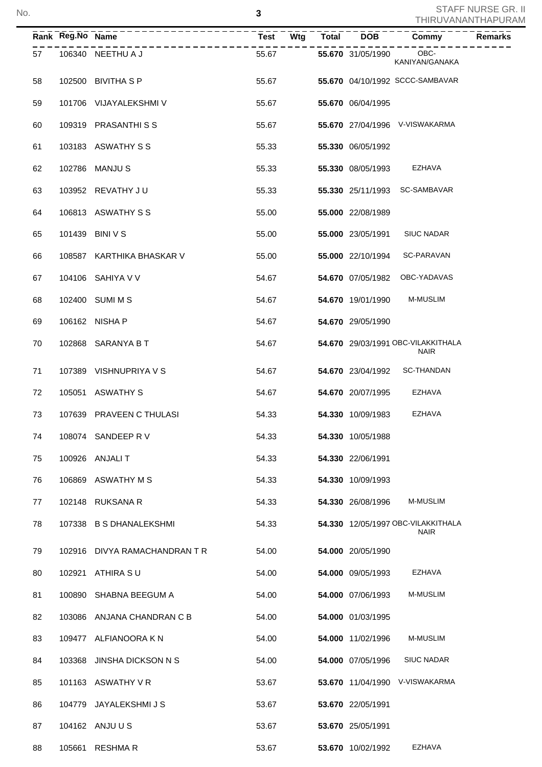STAFF NURSE GR. II
THIRUVANANTHAPURAM

| Rank | Reg.No | Name | Test | Wtg | Total | DOB | Commy | Remarks |
|---|---|---|---|---|---|---|---|---|
| 57 | 106340 | NEETHU A J | 55.67 | | **55.670** | 31/05/1990 | OBC-KANIYAN/GANAKA | |
| 58 | 102500 | BIVITHA S P | 55.67 | | **55.670** | 04/10/1992 | SCCC-SAMBAVAR | |
| 59 | 101706 | VIJAYALEKSHMI V | 55.67 | | **55.670** | 06/04/1995 | | |
| 60 | 109319 | PRASANTHI S S | 55.67 | | **55.670** | 27/04/1996 | V-VISWAKARMA | |
| 61 | 103183 | ASWATHY S S | 55.33 | | **55.330** | 06/05/1992 | | |
| 62 | 102786 | MANJU S | 55.33 | | **55.330** | 08/05/1993 | EZHAVA | |
| 63 | 103952 | REVATHY J U | 55.33 | | **55.330** | 25/11/1993 | SC-SAMBAVAR | |
| 64 | 106813 | ASWATHY S S | 55.00 | | **55.000** | 22/08/1989 | | |
| 65 | 101439 | BINI V S | 55.00 | | **55.000** | 23/05/1991 | SIUC NADAR | |
| 66 | 108587 | KARTHIKA BHASKAR V | 55.00 | | **55.000** | 22/10/1994 | SC-PARAVAN | |
| 67 | 104106 | SAHIYA V V | 54.67 | | **54.670** | 07/05/1982 | OBC-YADAVAS | |
| 68 | 102400 | SUMI M S | 54.67 | | **54.670** | 19/01/1990 | M-MUSLIM | |
| 69 | 106162 | NISHA P | 54.67 | | **54.670** | 29/05/1990 | | |
| 70 | 102868 | SARANYA B T | 54.67 | | **54.670** | 29/03/1991 | OBC-VILAKKITHALA NAIR | |
| 71 | 107389 | VISHNUPRIYA V S | 54.67 | | **54.670** | 23/04/1992 | SC-THANDAN | |
| 72 | 105051 | ASWATHY S | 54.67 | | **54.670** | 20/07/1995 | EZHAVA | |
| 73 | 107639 | PRAVEEN C THULASI | 54.33 | | **54.330** | 10/09/1983 | EZHAVA | |
| 74 | 108074 | SANDEEP R V | 54.33 | | **54.330** | 10/05/1988 | | |
| 75 | 100926 | ANJALI T | 54.33 | | **54.330** | 22/06/1991 | | |
| 76 | 106869 | ASWATHY M S | 54.33 | | **54.330** | 10/09/1993 | | |
| 77 | 102148 | RUKSANA R | 54.33 | | **54.330** | 26/08/1996 | M-MUSLIM | |
| 78 | 107338 | B S DHANALEKSHMI | 54.33 | | **54.330** | 12/05/1997 | OBC-VILAKKITHALA NAIR | |
| 79 | 102916 | DIVYA RAMACHANDRAN T R | 54.00 | | **54.000** | 20/05/1990 | | |
| 80 | 102921 | ATHIRA S U | 54.00 | | **54.000** | 09/05/1993 | EZHAVA | |
| 81 | 100890 | SHABNA BEEGUM A | 54.00 | | **54.000** | 07/06/1993 | M-MUSLIM | |
| 82 | 103086 | ANJANA CHANDRAN C B | 54.00 | | **54.000** | 01/03/1995 | | |
| 83 | 109477 | ALFIANOORA K N | 54.00 | | **54.000** | 11/02/1996 | M-MUSLIM | |
| 84 | 103368 | JINSHA DICKSON N S | 54.00 | | **54.000** | 07/05/1996 | SIUC NADAR | |
| 85 | 101163 | ASWATHY V R | 53.67 | | **53.670** | 11/04/1990 | V-VISWAKARMA | |
| 86 | 104779 | JAYALEKSHMI J S | 53.67 | | **53.670** | 22/05/1991 | | |
| 87 | 104162 | ANJU U S | 53.67 | | **53.670** | 25/05/1991 | | |
| 88 | 105661 | RESHMA R | 53.67 | | **53.670** | 10/02/1992 | EZHAVA | |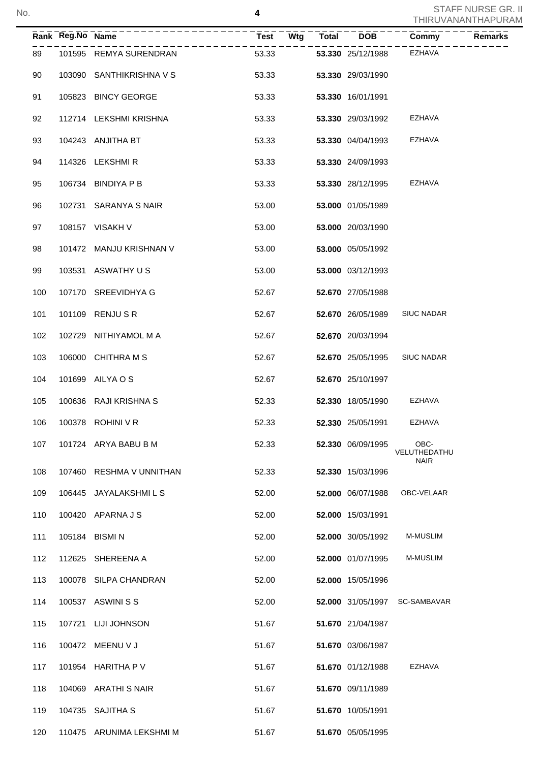| Rank | Reg.No | Name | Test | Wtg | Total | DOB | Commy | Remarks |
|---|---|---|---|---|---|---|---|---|
| 89 | 101595 | REMYA SURENDRAN | 53.33 | | **53.330** | 25/12/1988 | EZHAVA | |
| 90 | 103090 | SANTHIKRISHNA V S | 53.33 | | **53.330** | 29/03/1990 | | |
| 91 | 105823 | BINCY GEORGE | 53.33 | | **53.330** | 16/01/1991 | | |
| 92 | 112714 | LEKSHMI KRISHNA | 53.33 | | **53.330** | 29/03/1992 | EZHAVA | |
| 93 | 104243 | ANJITHA BT | 53.33 | | **53.330** | 04/04/1993 | EZHAVA | |
| 94 | 114326 | LEKSHMI R | 53.33 | | **53.330** | 24/09/1993 | | |
| 95 | 106734 | BINDIYA P B | 53.33 | | **53.330** | 28/12/1995 | EZHAVA | |
| 96 | 102731 | SARANYA S NAIR | 53.00 | | **53.000** | 01/05/1989 | | |
| 97 | 108157 | VISAKH V | 53.00 | | **53.000** | 20/03/1990 | | |
| 98 | 101472 | MANJU KRISHNAN V | 53.00 | | **53.000** | 05/05/1992 | | |
| 99 | 103531 | ASWATHY U S | 53.00 | | **53.000** | 03/12/1993 | | |
| 100 | 107170 | SREEVIDHYA G | 52.67 | | **52.670** | 27/05/1988 | | |
| 101 | 101109 | RENJU S R | 52.67 | | **52.670** | 26/05/1989 | SIUC NADAR | |
| 102 | 102729 | NITHIYAMOL M A | 52.67 | | **52.670** | 20/03/1994 | | |
| 103 | 106000 | CHITHRA M S | 52.67 | | **52.670** | 25/05/1995 | SIUC NADAR | |
| 104 | 101699 | AILYA O S | 52.67 | | **52.670** | 25/10/1997 | | |
| 105 | 100636 | RAJI KRISHNA S | 52.33 | | **52.330** | 18/05/1990 | EZHAVA | |
| 106 | 100378 | ROHINI V R | 52.33 | | **52.330** | 25/05/1991 | EZHAVA | |
| 107 | 101724 | ARYA BABU B M | 52.33 | | **52.330** | 06/09/1995 | OBC-VELUTHEDATHU NAIR | |
| 108 | 107460 | RESHMA V UNNITHAN | 52.33 | | **52.330** | 15/03/1996 | | |
| 109 | 106445 | JAYALAKSHMI L S | 52.00 | | **52.000** | 06/07/1988 | OBC-VELAAR | |
| 110 | 100420 | APARNA J S | 52.00 | | **52.000** | 15/03/1991 | | |
| 111 | 105184 | BISMI N | 52.00 | | **52.000** | 30/05/1992 | M-MUSLIM | |
| 112 | 112625 | SHEREENA A | 52.00 | | **52.000** | 01/07/1995 | M-MUSLIM | |
| 113 | 100078 | SILPA CHANDRAN | 52.00 | | **52.000** | 15/05/1996 | | |
| 114 | 100537 | ASWINI S S | 52.00 | | **52.000** | 31/05/1997 | SC-SAMBAVAR | |
| 115 | 107721 | LIJI JOHNSON | 51.67 | | **51.670** | 21/04/1987 | | |
| 116 | 100472 | MEENU V J | 51.67 | | **51.670** | 03/06/1987 | | |
| 117 | 101954 | HARITHA P V | 51.67 | | **51.670** | 01/12/1988 | EZHAVA | |
| 118 | 104069 | ARATHI S NAIR | 51.67 | | **51.670** | 09/11/1989 | | |
| 119 | 104735 | SAJITHA S | 51.67 | | **51.670** | 10/05/1991 | | |
| 120 | 110475 | ARUNIMA LEKSHMI M | 51.67 | | **51.670** | 05/05/1995 | | |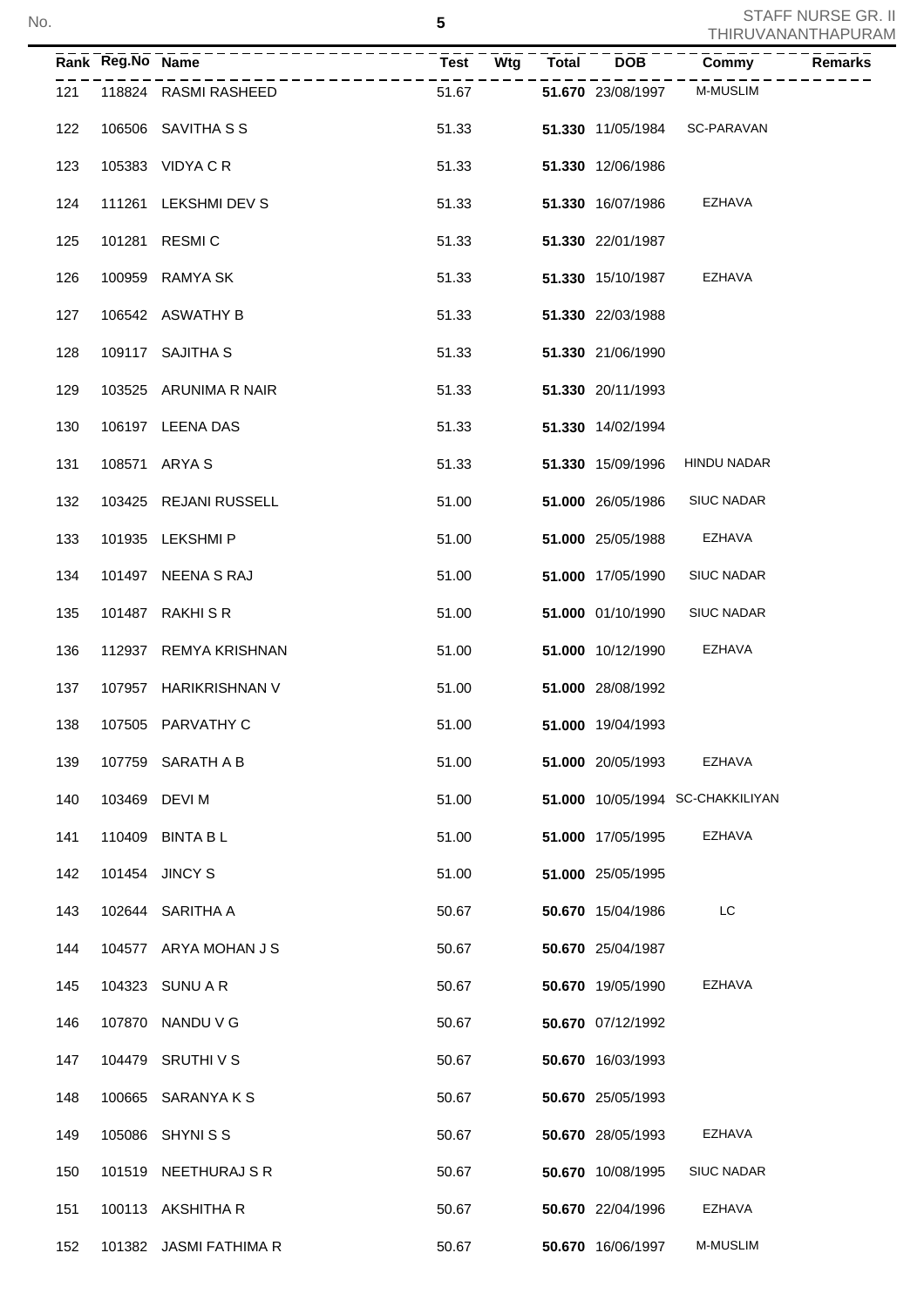| Rank | Reg.No | Name | Test | Wtg | Total | DOB | Commy | Remarks |
|---|---|---|---|---|---|---|---|---|
| 121 | 118824 | RASMI RASHEED | 51.67 | | **51.670** | 23/08/1997 | M-MUSLIM | |
| 122 | 106506 | SAVITHA S S | 51.33 | | **51.330** | 11/05/1984 | SC-PARAVAN | |
| 123 | 105383 | VIDYA C R | 51.33 | | **51.330** | 12/06/1986 | | |
| 124 | 111261 | LEKSHMI DEV S | 51.33 | | **51.330** | 16/07/1986 | EZHAVA | |
| 125 | 101281 | RESMI C | 51.33 | | **51.330** | 22/01/1987 | | |
| 126 | 100959 | RAMYA SK | 51.33 | | **51.330** | 15/10/1987 | EZHAVA | |
| 127 | 106542 | ASWATHY B | 51.33 | | **51.330** | 22/03/1988 | | |
| 128 | 109117 | SAJITHA S | 51.33 | | **51.330** | 21/06/1990 | | |
| 129 | 103525 | ARUNIMA R NAIR | 51.33 | | **51.330** | 20/11/1993 | | |
| 130 | 106197 | LEENA DAS | 51.33 | | **51.330** | 14/02/1994 | | |
| 131 | 108571 | ARYA S | 51.33 | | **51.330** | 15/09/1996 | HINDU NADAR | |
| 132 | 103425 | REJANI RUSSELL | 51.00 | | **51.000** | 26/05/1986 | SIUC NADAR | |
| 133 | 101935 | LEKSHMI P | 51.00 | | **51.000** | 25/05/1988 | EZHAVA | |
| 134 | 101497 | NEENA S RAJ | 51.00 | | **51.000** | 17/05/1990 | SIUC NADAR | |
| 135 | 101487 | RAKHI S R | 51.00 | | **51.000** | 01/10/1990 | SIUC NADAR | |
| 136 | 112937 | REMYA KRISHNAN | 51.00 | | **51.000** | 10/12/1990 | EZHAVA | |
| 137 | 107957 | HARIKRISHNAN V | 51.00 | | **51.000** | 28/08/1992 | | |
| 138 | 107505 | PARVATHY C | 51.00 | | **51.000** | 19/04/1993 | | |
| 139 | 107759 | SARATH A B | 51.00 | | **51.000** | 20/05/1993 | EZHAVA | |
| 140 | 103469 | DEVI M | 51.00 | | **51.000** | 10/05/1994 | SC-CHAKKILIYAN | |
| 141 | 110409 | BINTA B L | 51.00 | | **51.000** | 17/05/1995 | EZHAVA | |
| 142 | 101454 | JINCY S | 51.00 | | **51.000** | 25/05/1995 | | |
| 143 | 102644 | SARITHA A | 50.67 | | **50.670** | 15/04/1986 | LC | |
| 144 | 104577 | ARYA MOHAN J S | 50.67 | | **50.670** | 25/04/1987 | | |
| 145 | 104323 | SUNU A R | 50.67 | | **50.670** | 19/05/1990 | EZHAVA | |
| 146 | 107870 | NANDU V G | 50.67 | | **50.670** | 07/12/1992 | | |
| 147 | 104479 | SRUTHI V S | 50.67 | | **50.670** | 16/03/1993 | | |
| 148 | 100665 | SARANYA K S | 50.67 | | **50.670** | 25/05/1993 | | |
| 149 | 105086 | SHYNI S S | 50.67 | | **50.670** | 28/05/1993 | EZHAVA | |
| 150 | 101519 | NEETHURAJ S R | 50.67 | | **50.670** | 10/08/1995 | SIUC NADAR | |
| 151 | 100113 | AKSHITHA R | 50.67 | | **50.670** | 22/04/1996 | EZHAVA | |
| 152 | 101382 | JASMI FATHIMA R | 50.67 | | **50.670** | 16/06/1997 | M-MUSLIM | |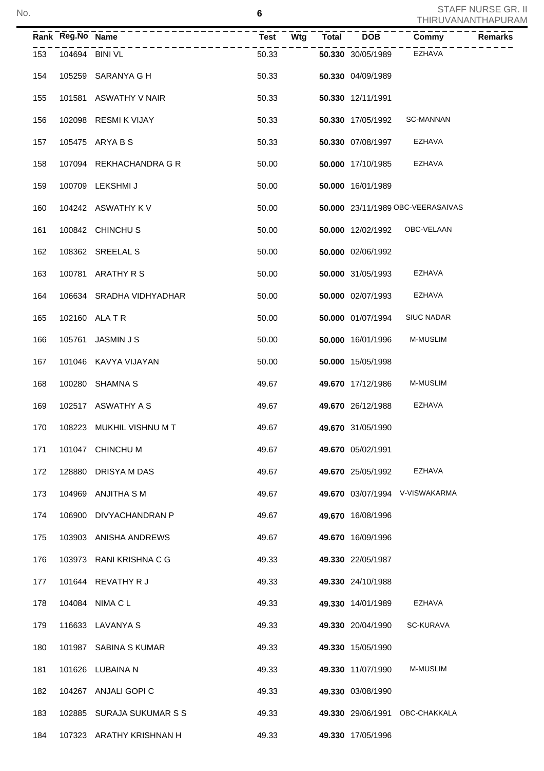| Rank | Reg.No | Name | Test | Wtg | Total | DOB | Commy | Remarks |
|---|---|---|---|---|---|---|---|---|
| 153 | 104694 | BINI VL | 50.33 | | **50.330** | 30/05/1989 | EZHAVA | |
| 154 | 105259 | SARANYA G H | 50.33 | | **50.330** | 04/09/1989 | | |
| 155 | 101581 | ASWATHY V NAIR | 50.33 | | **50.330** | 12/11/1991 | | |
| 156 | 102098 | RESMI K VIJAY | 50.33 | | **50.330** | 17/05/1992 | SC-MANNAN | |
| 157 | 105475 | ARYA B S | 50.33 | | **50.330** | 07/08/1997 | EZHAVA | |
| 158 | 107094 | REKHACHANDRA G R | 50.00 | | **50.000** | 17/10/1985 | EZHAVA | |
| 159 | 100709 | LEKSHMI J | 50.00 | | **50.000** | 16/01/1989 | | |
| 160 | 104242 | ASWATHY K V | 50.00 | | **50.000** | 23/11/1989 | OBC-VEERASAIVAS | |
| 161 | 100842 | CHINCHU S | 50.00 | | **50.000** | 12/02/1992 | OBC-VELAAN | |
| 162 | 108362 | SREELAL S | 50.00 | | **50.000** | 02/06/1992 | | |
| 163 | 100781 | ARATHY R S | 50.00 | | **50.000** | 31/05/1993 | EZHAVA | |
| 164 | 106634 | SRADHA VIDHYADHAR | 50.00 | | **50.000** | 02/07/1993 | EZHAVA | |
| 165 | 102160 | ALA T R | 50.00 | | **50.000** | 01/07/1994 | SIUC NADAR | |
| 166 | 105761 | JASMIN J S | 50.00 | | **50.000** | 16/01/1996 | M-MUSLIM | |
| 167 | 101046 | KAVYA VIJAYAN | 50.00 | | **50.000** | 15/05/1998 | | |
| 168 | 100280 | SHAMNA S | 49.67 | | **49.670** | 17/12/1986 | M-MUSLIM | |
| 169 | 102517 | ASWATHY A S | 49.67 | | **49.670** | 26/12/1988 | EZHAVA | |
| 170 | 108223 | MUKHIL VISHNU M T | 49.67 | | **49.670** | 31/05/1990 | | |
| 171 | 101047 | CHINCHU M | 49.67 | | **49.670** | 05/02/1991 | | |
| 172 | 128880 | DRISYA M DAS | 49.67 | | **49.670** | 25/05/1992 | EZHAVA | |
| 173 | 104969 | ANJITHA S M | 49.67 | | **49.670** | 03/07/1994 | V-VISWAKARMA | |
| 174 | 106900 | DIVYACHANDRAN P | 49.67 | | **49.670** | 16/08/1996 | | |
| 175 | 103903 | ANISHA ANDREWS | 49.67 | | **49.670** | 16/09/1996 | | |
| 176 | 103973 | RANI KRISHNA C G | 49.33 | | **49.330** | 22/05/1987 | | |
| 177 | 101644 | REVATHY R J | 49.33 | | **49.330** | 24/10/1988 | | |
| 178 | 104084 | NIMA C L | 49.33 | | **49.330** | 14/01/1989 | EZHAVA | |
| 179 | 116633 | LAVANYA S | 49.33 | | **49.330** | 20/04/1990 | SC-KURAVA | |
| 180 | 101987 | SABINA S KUMAR | 49.33 | | **49.330** | 15/05/1990 | | |
| 181 | 101626 | LUBAINA N | 49.33 | | **49.330** | 11/07/1990 | M-MUSLIM | |
| 182 | 104267 | ANJALI GOPI C | 49.33 | | **49.330** | 03/08/1990 | | |
| 183 | 102885 | SURAJA SUKUMAR S S | 49.33 | | **49.330** | 29/06/1991 | OBC-CHAKKALA | |
| 184 | 107323 | ARATHY KRISHNAN H | 49.33 | | **49.330** | 17/05/1996 | | |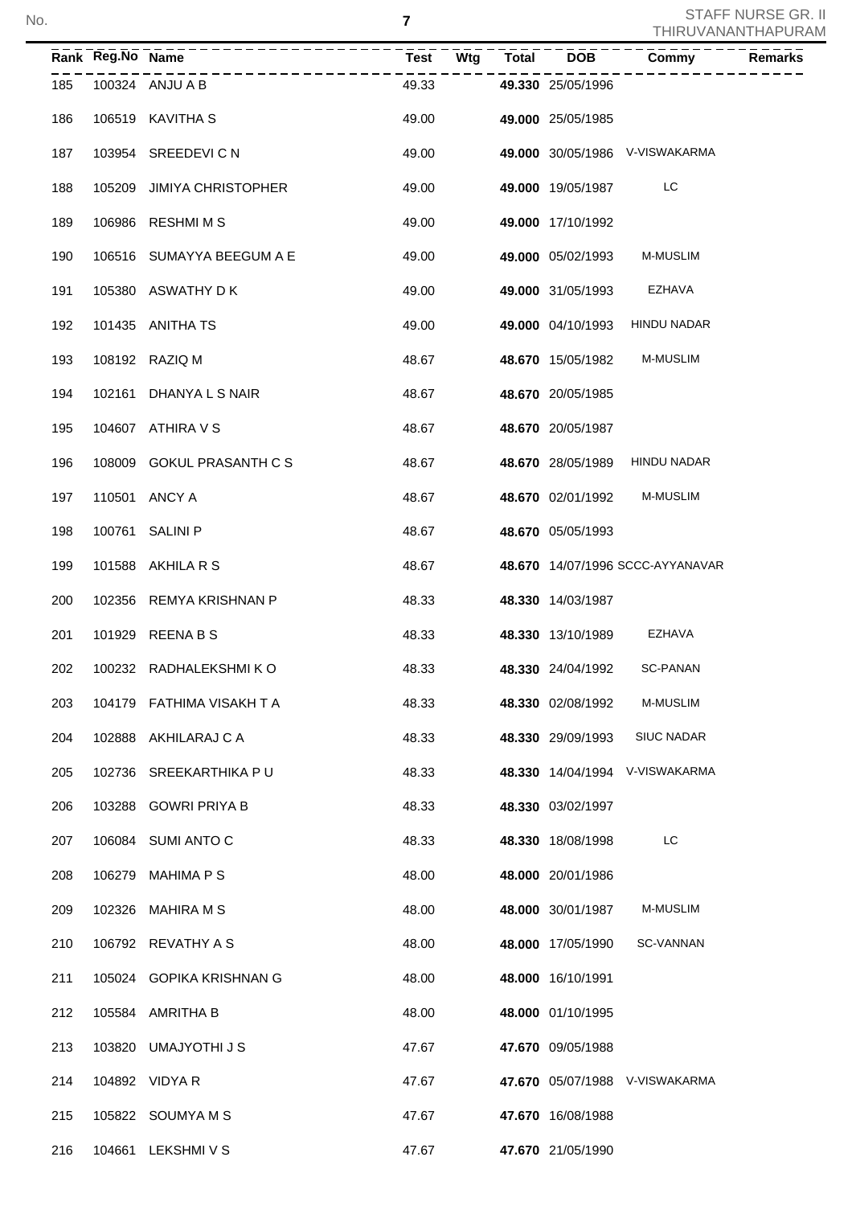STAFF NURSE GR. II
THIRUVANANTHAPURAM

| Rank | Reg.No | Name | Test | Wtg | Total | DOB | Commy | Remarks |
|---|---|---|---|---|---|---|---|---|
| 185 | 100324 | ANJU A B | 49.33 | | **49.330** | 25/05/1996 | | |
| 186 | 106519 | KAVITHA S | 49.00 | | **49.000** | 25/05/1985 | | |
| 187 | 103954 | SREEDEVI C N | 49.00 | | **49.000** | 30/05/1986 | V-VISWAKARMA | |
| 188 | 105209 | JIMIYA CHRISTOPHER | 49.00 | | **49.000** | 19/05/1987 | LC | |
| 189 | 106986 | RESHMI M S | 49.00 | | **49.000** | 17/10/1992 | | |
| 190 | 106516 | SUMAYYA BEEGUM A E | 49.00 | | **49.000** | 05/02/1993 | M-MUSLIM | |
| 191 | 105380 | ASWATHY D K | 49.00 | | **49.000** | 31/05/1993 | EZHAVA | |
| 192 | 101435 | ANITHA TS | 49.00 | | **49.000** | 04/10/1993 | HINDU NADAR | |
| 193 | 108192 | RAZIQ M | 48.67 | | **48.670** | 15/05/1982 | M-MUSLIM | |
| 194 | 102161 | DHANYA L S NAIR | 48.67 | | **48.670** | 20/05/1985 | | |
| 195 | 104607 | ATHIRA V S | 48.67 | | **48.670** | 20/05/1987 | | |
| 196 | 108009 | GOKUL PRASANTH C S | 48.67 | | **48.670** | 28/05/1989 | HINDU NADAR | |
| 197 | 110501 | ANCY A | 48.67 | | **48.670** | 02/01/1992 | M-MUSLIM | |
| 198 | 100761 | SALINI P | 48.67 | | **48.670** | 05/05/1993 | | |
| 199 | 101588 | AKHILA R S | 48.67 | | **48.670** | 14/07/1996 | SCCC-AYYANAVAR | |
| 200 | 102356 | REMYA KRISHNAN P | 48.33 | | **48.330** | 14/03/1987 | | |
| 201 | 101929 | REENA B S | 48.33 | | **48.330** | 13/10/1989 | EZHAVA | |
| 202 | 100232 | RADHALEKSHMI K O | 48.33 | | **48.330** | 24/04/1992 | SC-PANAN | |
| 203 | 104179 | FATHIMA VISAKH T A | 48.33 | | **48.330** | 02/08/1992 | M-MUSLIM | |
| 204 | 102888 | AKHILARAJ C A | 48.33 | | **48.330** | 29/09/1993 | SIUC NADAR | |
| 205 | 102736 | SREEKARTHIKA P U | 48.33 | | **48.330** | 14/04/1994 | V-VISWAKARMA | |
| 206 | 103288 | GOWRI PRIYA B | 48.33 | | **48.330** | 03/02/1997 | | |
| 207 | 106084 | SUMI ANTO C | 48.33 | | **48.330** | 18/08/1998 | LC | |
| 208 | 106279 | MAHIMA P S | 48.00 | | **48.000** | 20/01/1986 | | |
| 209 | 102326 | MAHIRA M S | 48.00 | | **48.000** | 30/01/1987 | M-MUSLIM | |
| 210 | 106792 | REVATHY A S | 48.00 | | **48.000** | 17/05/1990 | SC-VANNAN | |
| 211 | 105024 | GOPIKA KRISHNAN G | 48.00 | | **48.000** | 16/10/1991 | | |
| 212 | 105584 | AMRITHA B | 48.00 | | **48.000** | 01/10/1995 | | |
| 213 | 103820 | UMAJYOTHI J S | 47.67 | | **47.670** | 09/05/1988 | | |
| 214 | 104892 | VIDYA R | 47.67 | | **47.670** | 05/07/1988 | V-VISWAKARMA | |
| 215 | 105822 | SOUMYA M S | 47.67 | | **47.670** | 16/08/1988 | | |
| 216 | 104661 | LEKSHMI V S | 47.67 | | **47.670** | 21/05/1990 | | |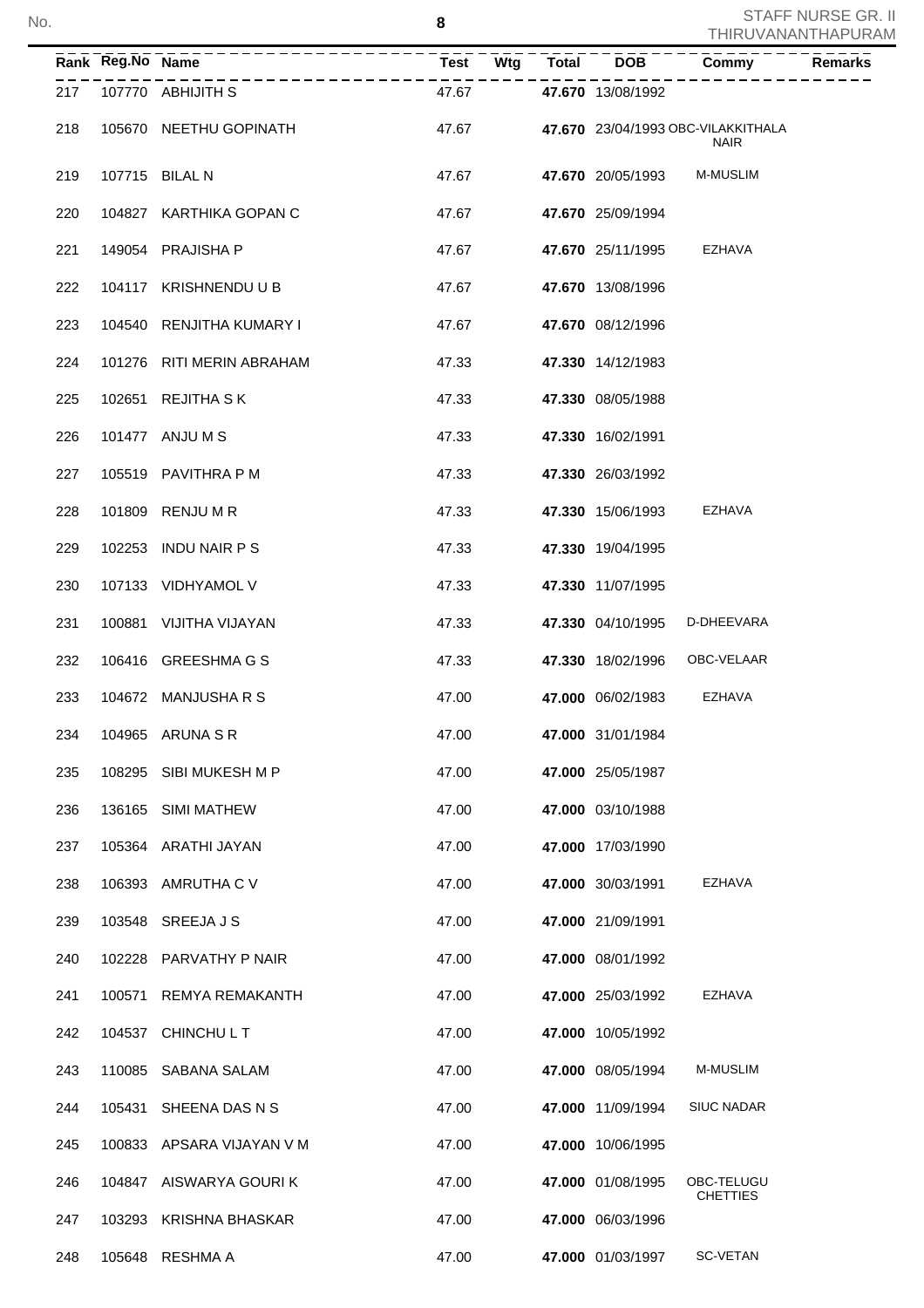| Rank | Reg.No | Name | Test | Wtg | Total | DOB | Commy | Remarks |
|---|---|---|---|---|---|---|---|---|
| 217 | 107770 | ABHIJITH S | 47.67 | | **47.670** | 13/08/1992 | | |
| 218 | 105670 | NEETHU GOPINATH | 47.67 | | **47.670** | 23/04/1993 | OBC-VILAKKITHALA NAIR | |
| 219 | 107715 | BILAL N | 47.67 | | **47.670** | 20/05/1993 | M-MUSLIM | |
| 220 | 104827 | KARTHIKA GOPAN C | 47.67 | | **47.670** | 25/09/1994 | | |
| 221 | 149054 | PRAJISHA P | 47.67 | | **47.670** | 25/11/1995 | EZHAVA | |
| 222 | 104117 | KRISHNENDU U B | 47.67 | | **47.670** | 13/08/1996 | | |
| 223 | 104540 | RENJITHA KUMARY I | 47.67 | | **47.670** | 08/12/1996 | | |
| 224 | 101276 | RITI MERIN ABRAHAM | 47.33 | | **47.330** | 14/12/1983 | | |
| 225 | 102651 | REJITHA S K | 47.33 | | **47.330** | 08/05/1988 | | |
| 226 | 101477 | ANJU M S | 47.33 | | **47.330** | 16/02/1991 | | |
| 227 | 105519 | PAVITHRA P M | 47.33 | | **47.330** | 26/03/1992 | | |
| 228 | 101809 | RENJU M R | 47.33 | | **47.330** | 15/06/1993 | EZHAVA | |
| 229 | 102253 | INDU NAIR P S | 47.33 | | **47.330** | 19/04/1995 | | |
| 230 | 107133 | VIDHYAMOL V | 47.33 | | **47.330** | 11/07/1995 | | |
| 231 | 100881 | VIJITHA VIJAYAN | 47.33 | | **47.330** | 04/10/1995 | D-DHEEVARA | |
| 232 | 106416 | GREESHMA G S | 47.33 | | **47.330** | 18/02/1996 | OBC-VELAAR | |
| 233 | 104672 | MANJUSHA R S | 47.00 | | **47.000** | 06/02/1983 | EZHAVA | |
| 234 | 104965 | ARUNA S R | 47.00 | | **47.000** | 31/01/1984 | | |
| 235 | 108295 | SIBI MUKESH M P | 47.00 | | **47.000** | 25/05/1987 | | |
| 236 | 136165 | SIMI MATHEW | 47.00 | | **47.000** | 03/10/1988 | | |
| 237 | 105364 | ARATHI JAYAN | 47.00 | | **47.000** | 17/03/1990 | | |
| 238 | 106393 | AMRUTHA C V | 47.00 | | **47.000** | 30/03/1991 | EZHAVA | |
| 239 | 103548 | SREEJA J S | 47.00 | | **47.000** | 21/09/1991 | | |
| 240 | 102228 | PARVATHY P NAIR | 47.00 | | **47.000** | 08/01/1992 | | |
| 241 | 100571 | REMYA REMAKANTH | 47.00 | | **47.000** | 25/03/1992 | EZHAVA | |
| 242 | 104537 | CHINCHU L T | 47.00 | | **47.000** | 10/05/1992 | | |
| 243 | 110085 | SABANA SALAM | 47.00 | | **47.000** | 08/05/1994 | M-MUSLIM | |
| 244 | 105431 | SHEENA DAS N S | 47.00 | | **47.000** | 11/09/1994 | SIUC NADAR | |
| 245 | 100833 | APSARA VIJAYAN V M | 47.00 | | **47.000** | 10/06/1995 | | |
| 246 | 104847 | AISWARYA GOURI K | 47.00 | | **47.000** | 01/08/1995 | OBC-TELUGU CHETTIES | |
| 247 | 103293 | KRISHNA BHASKAR | 47.00 | | **47.000** | 06/03/1996 | | |
| 248 | 105648 | RESHMA A | 47.00 | | **47.000** | 01/03/1997 | SC-VETAN | |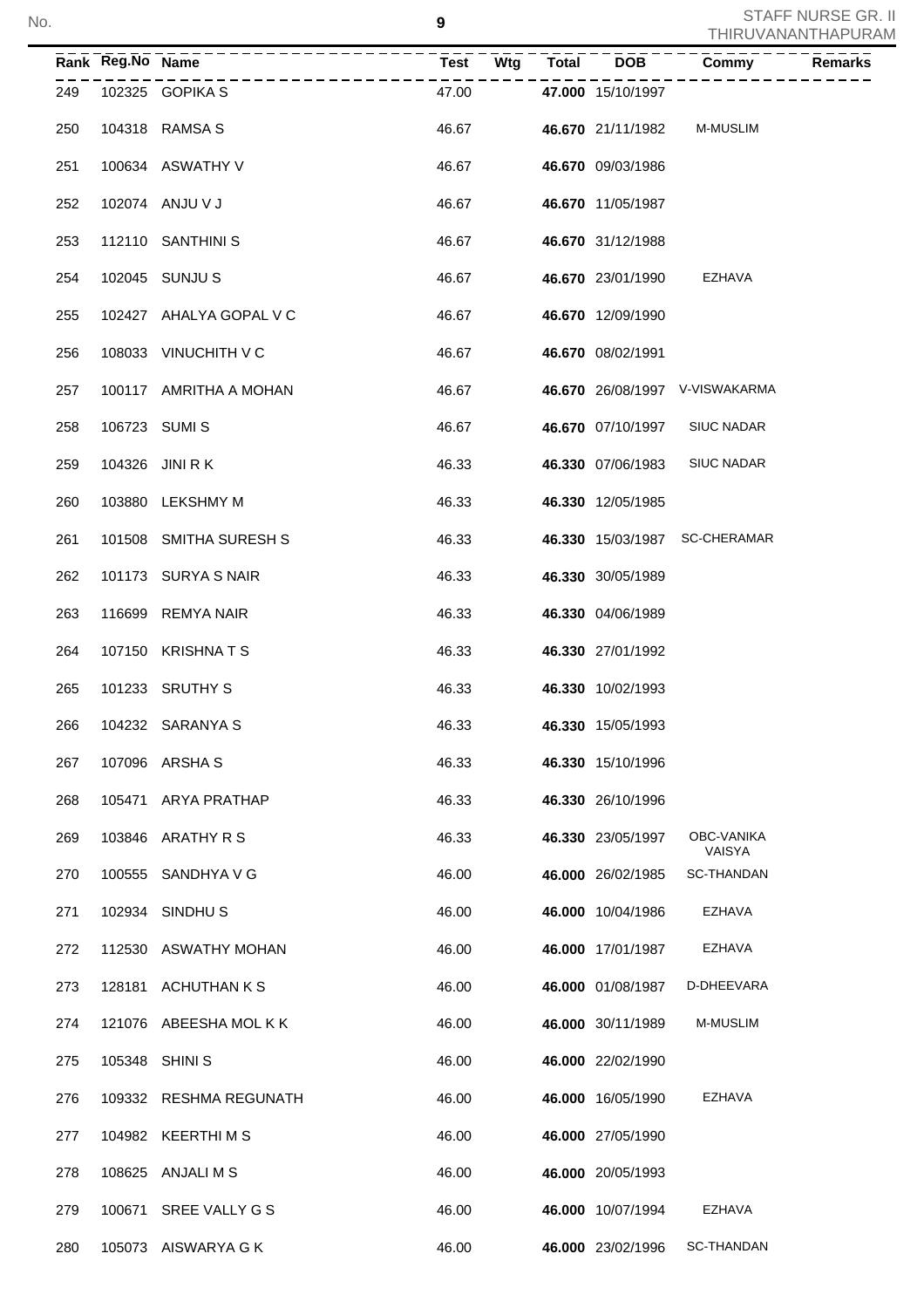| Rank | Reg.No | Name | Test | Wtg | Total | DOB | Commy | Remarks |
|---|---|---|---|---|---|---|---|---|
| 249 | 102325 | GOPIKA S | 47.00 | | **47.000** | 15/10/1997 | | |
| 250 | 104318 | RAMSA S | 46.67 | | **46.670** | 21/11/1982 | M-MUSLIM | |
| 251 | 100634 | ASWATHY V | 46.67 | | **46.670** | 09/03/1986 | | |
| 252 | 102074 | ANJU V J | 46.67 | | **46.670** | 11/05/1987 | | |
| 253 | 112110 | SANTHINI S | 46.67 | | **46.670** | 31/12/1988 | | |
| 254 | 102045 | SUNJU S | 46.67 | | **46.670** | 23/01/1990 | EZHAVA | |
| 255 | 102427 | AHALYA GOPAL V C | 46.67 | | **46.670** | 12/09/1990 | | |
| 256 | 108033 | VINUCHITH V C | 46.67 | | **46.670** | 08/02/1991 | | |
| 257 | 100117 | AMRITHA A MOHAN | 46.67 | | **46.670** | 26/08/1997 | V-VISWAKARMA | |
| 258 | 106723 | SUMI S | 46.67 | | **46.670** | 07/10/1997 | SIUC NADAR | |
| 259 | 104326 | JINI R K | 46.33 | | **46.330** | 07/06/1983 | SIUC NADAR | |
| 260 | 103880 | LEKSHMY M | 46.33 | | **46.330** | 12/05/1985 | | |
| 261 | 101508 | SMITHA SURESH S | 46.33 | | **46.330** | 15/03/1987 | SC-CHERAMAR | |
| 262 | 101173 | SURYA S NAIR | 46.33 | | **46.330** | 30/05/1989 | | |
| 263 | 116699 | REMYA NAIR | 46.33 | | **46.330** | 04/06/1989 | | |
| 264 | 107150 | KRISHNA T S | 46.33 | | **46.330** | 27/01/1992 | | |
| 265 | 101233 | SRUTHY S | 46.33 | | **46.330** | 10/02/1993 | | |
| 266 | 104232 | SARANYA S | 46.33 | | **46.330** | 15/05/1993 | | |
| 267 | 107096 | ARSHA S | 46.33 | | **46.330** | 15/10/1996 | | |
| 268 | 105471 | ARYA PRATHAP | 46.33 | | **46.330** | 26/10/1996 | | |
| 269 | 103846 | ARATHY R S | 46.33 | | **46.330** | 23/05/1997 | OBC-VANIKA VAISYA | |
| 270 | 100555 | SANDHYA V G | 46.00 | | **46.000** | 26/02/1985 | SC-THANDAN | |
| 271 | 102934 | SINDHU S | 46.00 | | **46.000** | 10/04/1986 | EZHAVA | |
| 272 | 112530 | ASWATHY MOHAN | 46.00 | | **46.000** | 17/01/1987 | EZHAVA | |
| 273 | 128181 | ACHUTHAN K S | 46.00 | | **46.000** | 01/08/1987 | D-DHEEVARA | |
| 274 | 121076 | ABEESHA MOL K K | 46.00 | | **46.000** | 30/11/1989 | M-MUSLIM | |
| 275 | 105348 | SHINI S | 46.00 | | **46.000** | 22/02/1990 | | |
| 276 | 109332 | RESHMA REGUNATH | 46.00 | | **46.000** | 16/05/1990 | EZHAVA | |
| 277 | 104982 | KEERTHI M S | 46.00 | | **46.000** | 27/05/1990 | | |
| 278 | 108625 | ANJALI M S | 46.00 | | **46.000** | 20/05/1993 | | |
| 279 | 100671 | SREE VALLY G S | 46.00 | | **46.000** | 10/07/1994 | EZHAVA | |
| 280 | 105073 | AISWARYA G K | 46.00 | | **46.000** | 23/02/1996 | SC-THANDAN | |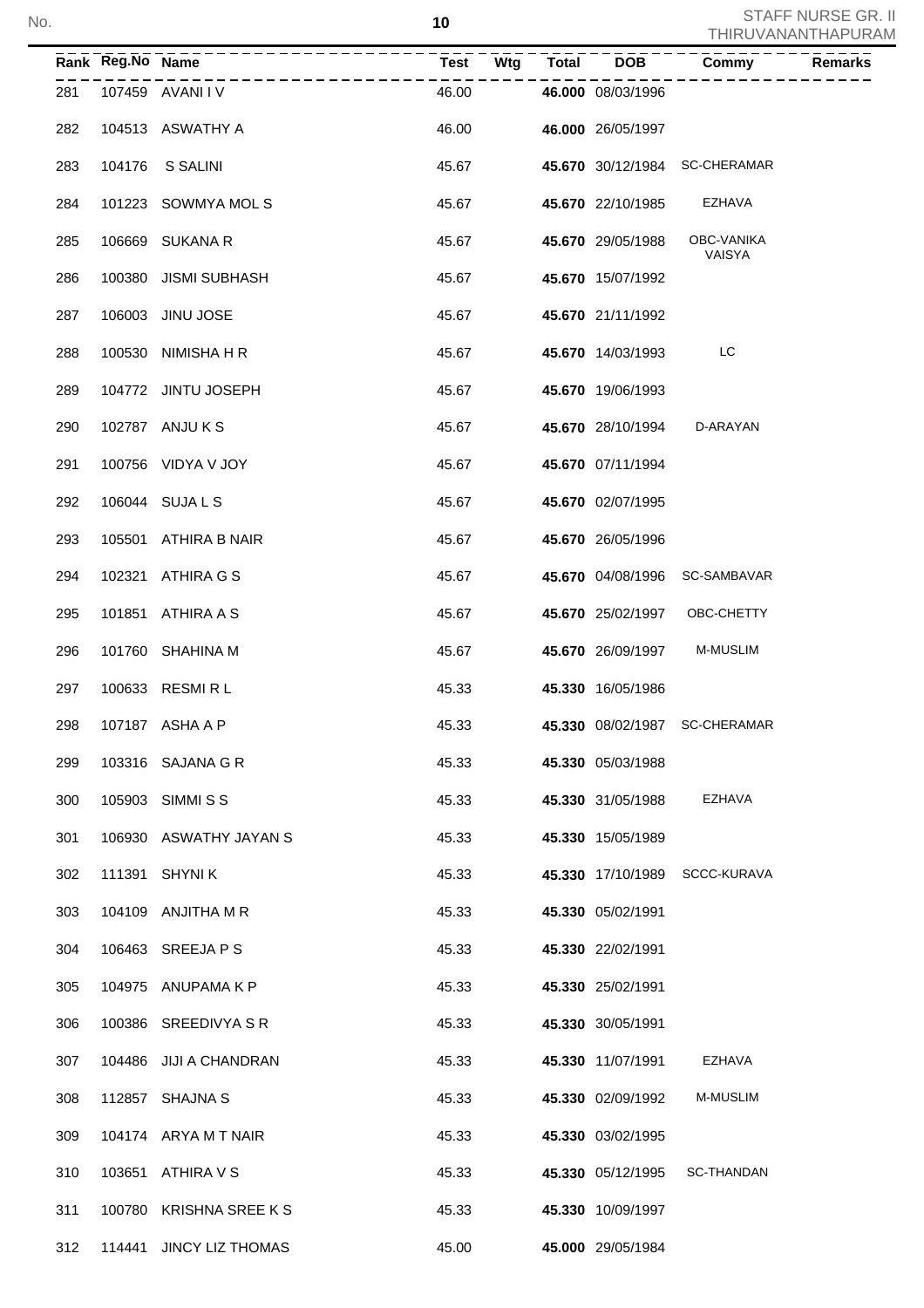| Rank | Reg.No | Name | Test | Wtg | Total | DOB | Commy | Remarks |
|---|---|---|---|---|---|---|---|---|
| 281 | 107459 | AVANI I V | 46.00 | | **46.000** | 08/03/1996 | | |
| 282 | 104513 | ASWATHY A | 46.00 | | **46.000** | 26/05/1997 | | |
| 283 | 104176 | S SALINI | 45.67 | | **45.670** | 30/12/1984 | SC-CHERAMAR | |
| 284 | 101223 | SOWMYA MOL S | 45.67 | | **45.670** | 22/10/1985 | EZHAVA | |
| 285 | 106669 | SUKANA R | 45.67 | | **45.670** | 29/05/1988 | OBC-VANIKA VAISYA | |
| 286 | 100380 | JISMI SUBHASH | 45.67 | | **45.670** | 15/07/1992 | | |
| 287 | 106003 | JINU JOSE | 45.67 | | **45.670** | 21/11/1992 | | |
| 288 | 100530 | NIMISHA H R | 45.67 | | **45.670** | 14/03/1993 | LC | |
| 289 | 104772 | JINTU JOSEPH | 45.67 | | **45.670** | 19/06/1993 | | |
| 290 | 102787 | ANJU K S | 45.67 | | **45.670** | 28/10/1994 | D-ARAYAN | |
| 291 | 100756 | VIDYA V JOY | 45.67 | | **45.670** | 07/11/1994 | | |
| 292 | 106044 | SUJA L S | 45.67 | | **45.670** | 02/07/1995 | | |
| 293 | 105501 | ATHIRA B NAIR | 45.67 | | **45.670** | 26/05/1996 | | |
| 294 | 102321 | ATHIRA G S | 45.67 | | **45.670** | 04/08/1996 | SC-SAMBAVAR | |
| 295 | 101851 | ATHIRA A S | 45.67 | | **45.670** | 25/02/1997 | OBC-CHETTY | |
| 296 | 101760 | SHAHINA M | 45.67 | | **45.670** | 26/09/1997 | M-MUSLIM | |
| 297 | 100633 | RESMI R L | 45.33 | | **45.330** | 16/05/1986 | | |
| 298 | 107187 | ASHA A P | 45.33 | | **45.330** | 08/02/1987 | SC-CHERAMAR | |
| 299 | 103316 | SAJANA G R | 45.33 | | **45.330** | 05/03/1988 | | |
| 300 | 105903 | SIMMI S S | 45.33 | | **45.330** | 31/05/1988 | EZHAVA | |
| 301 | 106930 | ASWATHY JAYAN S | 45.33 | | **45.330** | 15/05/1989 | | |
| 302 | 111391 | SHYNI K | 45.33 | | **45.330** | 17/10/1989 | SCCC-KURAVA | |
| 303 | 104109 | ANJITHA M R | 45.33 | | **45.330** | 05/02/1991 | | |
| 304 | 106463 | SREEJA P S | 45.33 | | **45.330** | 22/02/1991 | | |
| 305 | 104975 | ANUPAMA K P | 45.33 | | **45.330** | 25/02/1991 | | |
| 306 | 100386 | SREEDIVYA S R | 45.33 | | **45.330** | 30/05/1991 | | |
| 307 | 104486 | JIJI A CHANDRAN | 45.33 | | **45.330** | 11/07/1991 | EZHAVA | |
| 308 | 112857 | SHAJNA S | 45.33 | | **45.330** | 02/09/1992 | M-MUSLIM | |
| 309 | 104174 | ARYA M T NAIR | 45.33 | | **45.330** | 03/02/1995 | | |
| 310 | 103651 | ATHIRA V S | 45.33 | | **45.330** | 05/12/1995 | SC-THANDAN | |
| 311 | 100780 | KRISHNA SREE K S | 45.33 | | **45.330** | 10/09/1997 | | |
| 312 | 114441 | JINCY LIZ THOMAS | 45.00 | | **45.000** | 29/05/1984 | | |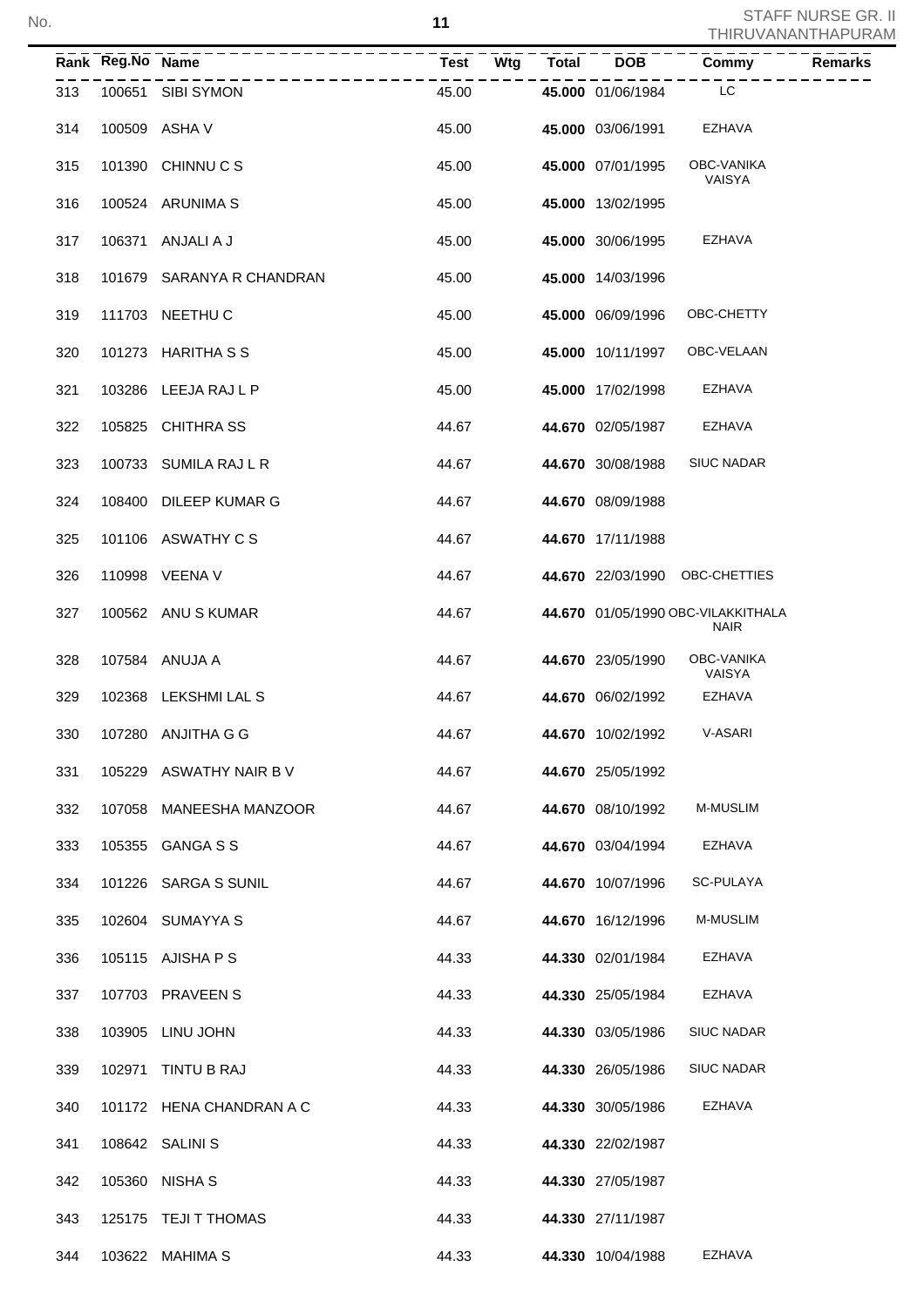| Rank | Reg.No | Name | Test | Wtg | Total | DOB | Commy | Remarks |
|---|---|---|---|---|---|---|---|---|
| 313 | 100651 | SIBI SYMON | 45.00 | | **45.000** | 01/06/1984 | LC | |
| 314 | 100509 | ASHA V | 45.00 | | **45.000** | 03/06/1991 | EZHAVA | |
| 315 | 101390 | CHINNU C S | 45.00 | | **45.000** | 07/01/1995 | OBC-VANIKA VAISYA | |
| 316 | 100524 | ARUNIMA S | 45.00 | | **45.000** | 13/02/1995 | | |
| 317 | 106371 | ANJALI A J | 45.00 | | **45.000** | 30/06/1995 | EZHAVA | |
| 318 | 101679 | SARANYA R CHANDRAN | 45.00 | | **45.000** | 14/03/1996 | | |
| 319 | 111703 | NEETHU C | 45.00 | | **45.000** | 06/09/1996 | OBC-CHETTY | |
| 320 | 101273 | HARITHA S S | 45.00 | | **45.000** | 10/11/1997 | OBC-VELAAN | |
| 321 | 103286 | LEEJA RAJ L P | 45.00 | | **45.000** | 17/02/1998 | EZHAVA | |
| 322 | 105825 | CHITHRA SS | 44.67 | | **44.670** | 02/05/1987 | EZHAVA | |
| 323 | 100733 | SUMILA RAJ L R | 44.67 | | **44.670** | 30/08/1988 | SIUC NADAR | |
| 324 | 108400 | DILEEP KUMAR G | 44.67 | | **44.670** | 08/09/1988 | | |
| 325 | 101106 | ASWATHY C S | 44.67 | | **44.670** | 17/11/1988 | | |
| 326 | 110998 | VEENA V | 44.67 | | **44.670** | 22/03/1990 | OBC-CHETTIES | |
| 327 | 100562 | ANU S KUMAR | 44.67 | | **44.670** | 01/05/1990 | OBC-VILAKKITHALA NAIR | |
| 328 | 107584 | ANUJA A | 44.67 | | **44.670** | 23/05/1990 | OBC-VANIKA VAISYA | |
| 329 | 102368 | LEKSHMI LAL S | 44.67 | | **44.670** | 06/02/1992 | EZHAVA | |
| 330 | 107280 | ANJITHA G G | 44.67 | | **44.670** | 10/02/1992 | V-ASARI | |
| 331 | 105229 | ASWATHY NAIR B V | 44.67 | | **44.670** | 25/05/1992 | | |
| 332 | 107058 | MANEESHA MANZOOR | 44.67 | | **44.670** | 08/10/1992 | M-MUSLIM | |
| 333 | 105355 | GANGA S S | 44.67 | | **44.670** | 03/04/1994 | EZHAVA | |
| 334 | 101226 | SARGA S SUNIL | 44.67 | | **44.670** | 10/07/1996 | SC-PULAYA | |
| 335 | 102604 | SUMAYYA S | 44.67 | | **44.670** | 16/12/1996 | M-MUSLIM | |
| 336 | 105115 | AJISHA P S | 44.33 | | **44.330** | 02/01/1984 | EZHAVA | |
| 337 | 107703 | PRAVEEN S | 44.33 | | **44.330** | 25/05/1984 | EZHAVA | |
| 338 | 103905 | LINU JOHN | 44.33 | | **44.330** | 03/05/1986 | SIUC NADAR | |
| 339 | 102971 | TINTU B RAJ | 44.33 | | **44.330** | 26/05/1986 | SIUC NADAR | |
| 340 | 101172 | HENA CHANDRAN A C | 44.33 | | **44.330** | 30/05/1986 | EZHAVA | |
| 341 | 108642 | SALINI S | 44.33 | | **44.330** | 22/02/1987 | | |
| 342 | 105360 | NISHA S | 44.33 | | **44.330** | 27/05/1987 | | |
| 343 | 125175 | TEJI T THOMAS | 44.33 | | **44.330** | 27/11/1987 | | |
| 344 | 103622 | MAHIMA S | 44.33 | | **44.330** | 10/04/1988 | EZHAVA | |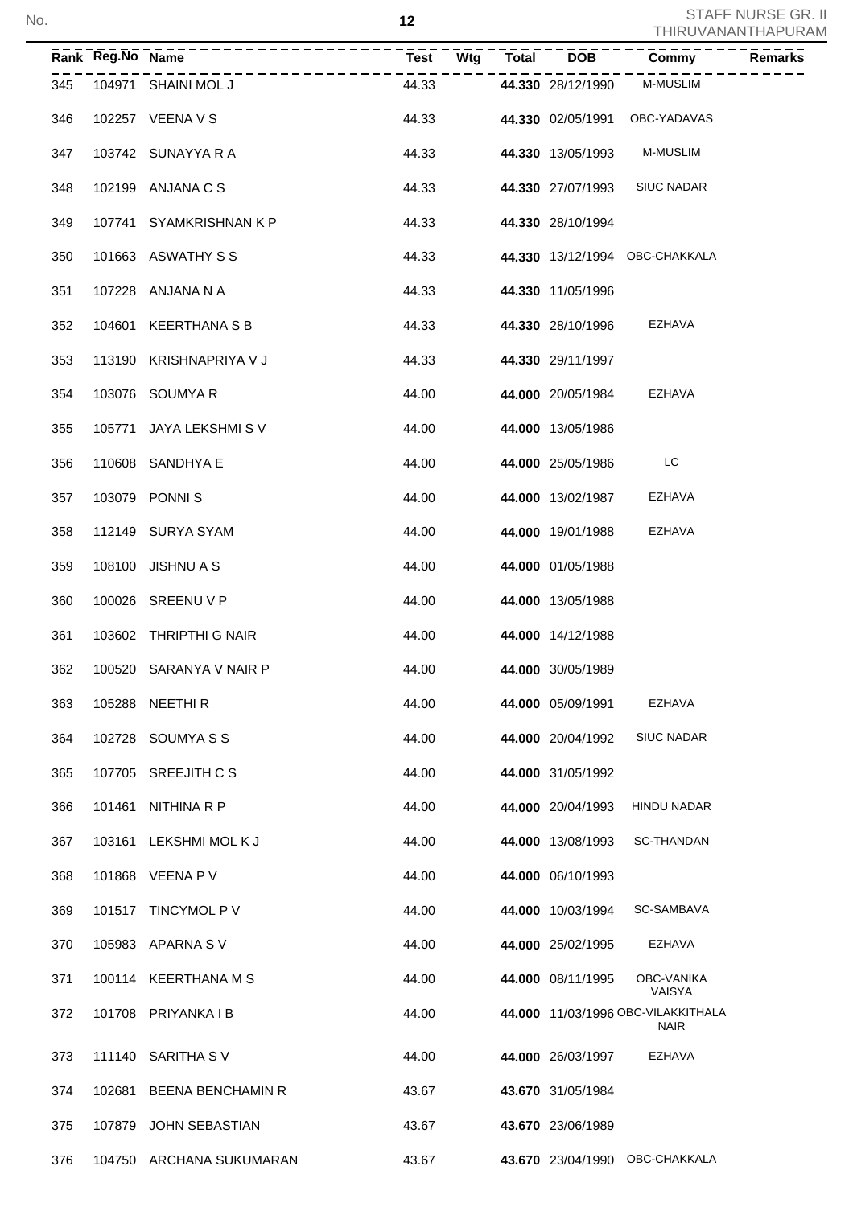| Rank | Reg.No | Name | Test | Wtg | Total | DOB | Commy | Remarks |
|---|---|---|---|---|---|---|---|---|
| 345 | 104971 | SHAINI MOL J | 44.33 | | **44.330** | 28/12/1990 | M-MUSLIM | |
| 346 | 102257 | VEENA V S | 44.33 | | **44.330** | 02/05/1991 | OBC-YADAVAS | |
| 347 | 103742 | SUNAYYA R A | 44.33 | | **44.330** | 13/05/1993 | M-MUSLIM | |
| 348 | 102199 | ANJANA C S | 44.33 | | **44.330** | 27/07/1993 | SIUC NADAR | |
| 349 | 107741 | SYAMKRISHNAN K P | 44.33 | | **44.330** | 28/10/1994 | | |
| 350 | 101663 | ASWATHY S S | 44.33 | | **44.330** | 13/12/1994 | OBC-CHAKKALA | |
| 351 | 107228 | ANJANA N A | 44.33 | | **44.330** | 11/05/1996 | | |
| 352 | 104601 | KEERTHANA S B | 44.33 | | **44.330** | 28/10/1996 | EZHAVA | |
| 353 | 113190 | KRISHNAPRIYA V J | 44.33 | | **44.330** | 29/11/1997 | | |
| 354 | 103076 | SOUMYA R | 44.00 | | **44.000** | 20/05/1984 | EZHAVA | |
| 355 | 105771 | JAYA LEKSHMI S V | 44.00 | | **44.000** | 13/05/1986 | | |
| 356 | 110608 | SANDHYA E | 44.00 | | **44.000** | 25/05/1986 | LC | |
| 357 | 103079 | PONNI S | 44.00 | | **44.000** | 13/02/1987 | EZHAVA | |
| 358 | 112149 | SURYA SYAM | 44.00 | | **44.000** | 19/01/1988 | EZHAVA | |
| 359 | 108100 | JISHNU A S | 44.00 | | **44.000** | 01/05/1988 | | |
| 360 | 100026 | SREENU V P | 44.00 | | **44.000** | 13/05/1988 | | |
| 361 | 103602 | THRIPTHI G NAIR | 44.00 | | **44.000** | 14/12/1988 | | |
| 362 | 100520 | SARANYA V NAIR P | 44.00 | | **44.000** | 30/05/1989 | | |
| 363 | 105288 | NEETHI R | 44.00 | | **44.000** | 05/09/1991 | EZHAVA | |
| 364 | 102728 | SOUMYA S S | 44.00 | | **44.000** | 20/04/1992 | SIUC NADAR | |
| 365 | 107705 | SREEJITH C S | 44.00 | | **44.000** | 31/05/1992 | | |
| 366 | 101461 | NITHINA R P | 44.00 | | **44.000** | 20/04/1993 | HINDU NADAR | |
| 367 | 103161 | LEKSHMI MOL K J | 44.00 | | **44.000** | 13/08/1993 | SC-THANDAN | |
| 368 | 101868 | VEENA P V | 44.00 | | **44.000** | 06/10/1993 | | |
| 369 | 101517 | TINCYMOL P V | 44.00 | | **44.000** | 10/03/1994 | SC-SAMBAVA | |
| 370 | 105983 | APARNA S V | 44.00 | | **44.000** | 25/02/1995 | EZHAVA | |
| 371 | 100114 | KEERTHANA M S | 44.00 | | **44.000** | 08/11/1995 | OBC-VANIKA VAISYA | |
| 372 | 101708 | PRIYANKA I B | 44.00 | | **44.000** | 11/03/1996 | OBC-VILAKKITHALA NAIR | |
| 373 | 111140 | SARITHA S V | 44.00 | | **44.000** | 26/03/1997 | EZHAVA | |
| 374 | 102681 | BEENA BENCHAMIN R | 43.67 | | **43.670** | 31/05/1984 | | |
| 375 | 107879 | JOHN SEBASTIAN | 43.67 | | **43.670** | 23/06/1989 | | |
| 376 | 104750 | ARCHANA SUKUMARAN | 43.67 | | **43.670** | 23/04/1990 | OBC-CHAKKALA | |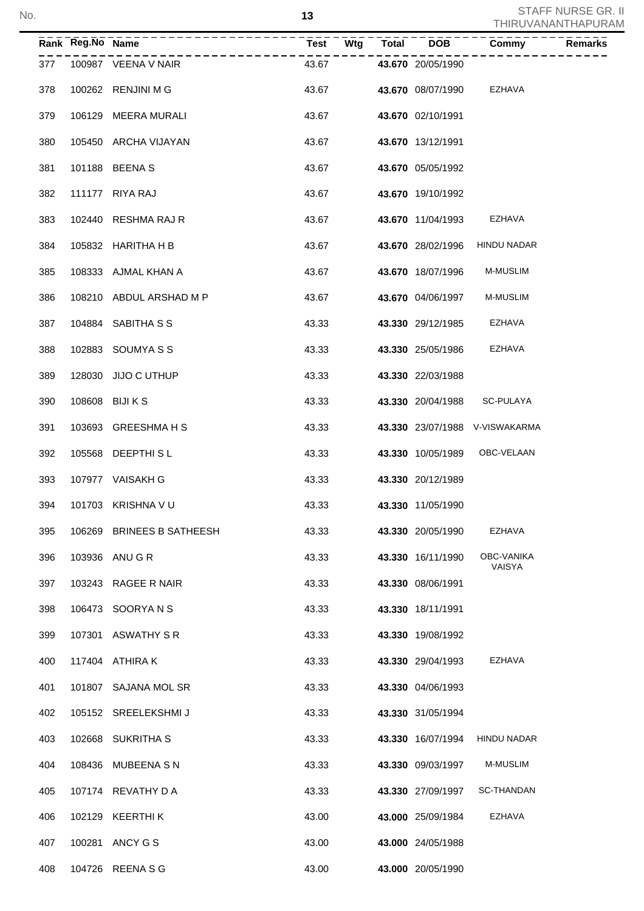| Rank | Reg.No | Name | Test | Wtg | Total | DOB | Commy | Remarks |
|---|---|---|---|---|---|---|---|---|
| 377 | 100987 | VEENA V NAIR | 43.67 | | **43.670** | 20/05/1990 | | |
| 378 | 100262 | RENJINI M G | 43.67 | | **43.670** | 08/07/1990 | EZHAVA | |
| 379 | 106129 | MEERA MURALI | 43.67 | | **43.670** | 02/10/1991 | | |
| 380 | 105450 | ARCHA VIJAYAN | 43.67 | | **43.670** | 13/12/1991 | | |
| 381 | 101188 | BEENA S | 43.67 | | **43.670** | 05/05/1992 | | |
| 382 | 111177 | RIYA RAJ | 43.67 | | **43.670** | 19/10/1992 | | |
| 383 | 102440 | RESHMA RAJ R | 43.67 | | **43.670** | 11/04/1993 | EZHAVA | |
| 384 | 105832 | HARITHA H B | 43.67 | | **43.670** | 28/02/1996 | HINDU NADAR | |
| 385 | 108333 | AJMAL KHAN A | 43.67 | | **43.670** | 18/07/1996 | M-MUSLIM | |
| 386 | 108210 | ABDUL ARSHAD M P | 43.67 | | **43.670** | 04/06/1997 | M-MUSLIM | |
| 387 | 104884 | SABITHA S S | 43.33 | | **43.330** | 29/12/1985 | EZHAVA | |
| 388 | 102883 | SOUMYA S S | 43.33 | | **43.330** | 25/05/1986 | EZHAVA | |
| 389 | 128030 | JIJO C UTHUP | 43.33 | | **43.330** | 22/03/1988 | | |
| 390 | 108608 | BIJI K S | 43.33 | | **43.330** | 20/04/1988 | SC-PULAYA | |
| 391 | 103693 | GREESHMA H S | 43.33 | | **43.330** | 23/07/1988 | V-VISWAKARMA | |
| 392 | 105568 | DEEPTHI S L | 43.33 | | **43.330** | 10/05/1989 | OBC-VELAAN | |
| 393 | 107977 | VAISAKH G | 43.33 | | **43.330** | 20/12/1989 | | |
| 394 | 101703 | KRISHNA V U | 43.33 | | **43.330** | 11/05/1990 | | |
| 395 | 106269 | BRINEES B SATHEESH | 43.33 | | **43.330** | 20/05/1990 | EZHAVA | |
| 396 | 103936 | ANU G R | 43.33 | | **43.330** | 16/11/1990 | OBC-VANIKA VAISYA | |
| 397 | 103243 | RAGEE R NAIR | 43.33 | | **43.330** | 08/06/1991 | | |
| 398 | 106473 | SOORYA N S | 43.33 | | **43.330** | 18/11/1991 | | |
| 399 | 107301 | ASWATHY S R | 43.33 | | **43.330** | 19/08/1992 | | |
| 400 | 117404 | ATHIRA K | 43.33 | | **43.330** | 29/04/1993 | EZHAVA | |
| 401 | 101807 | SAJANA MOL SR | 43.33 | | **43.330** | 04/06/1993 | | |
| 402 | 105152 | SREELEKSHMI J | 43.33 | | **43.330** | 31/05/1994 | | |
| 403 | 102668 | SUKRITHA S | 43.33 | | **43.330** | 16/07/1994 | HINDU NADAR | |
| 404 | 108436 | MUBEENA S N | 43.33 | | **43.330** | 09/03/1997 | M-MUSLIM | |
| 405 | 107174 | REVATHY D A | 43.33 | | **43.330** | 27/09/1997 | SC-THANDAN | |
| 406 | 102129 | KEERTHI K | 43.00 | | **43.000** | 25/09/1984 | EZHAVA | |
| 407 | 100281 | ANCY G S | 43.00 | | **43.000** | 24/05/1988 | | |
| 408 | 104726 | REENA S G | 43.00 | | **43.000** | 20/05/1990 | | |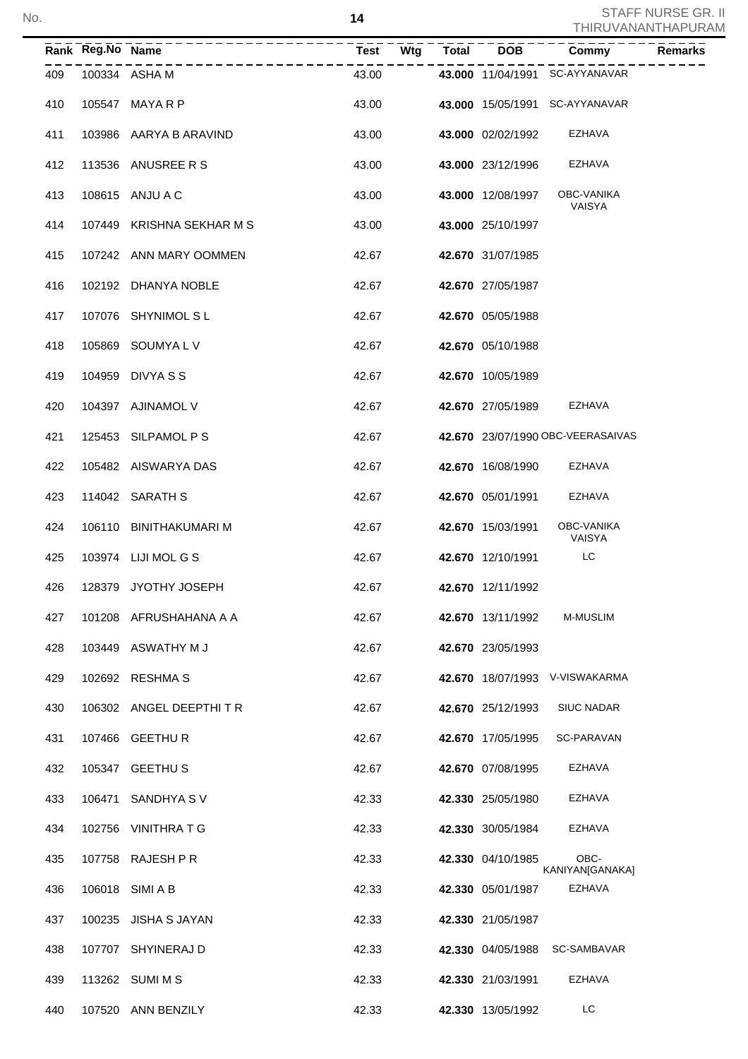| Rank | Reg.No | Name | Test | Wtg | Total | DOB | Commy | Remarks |
|---|---|---|---|---|---|---|---|---|
| 409 | 100334 | ASHA M | 43.00 | | **43.000** | 11/04/1991 | SC-AYYANAVAR | |
| 410 | 105547 | MAYA R P | 43.00 | | **43.000** | 15/05/1991 | SC-AYYANAVAR | |
| 411 | 103986 | AARYA B ARAVIND | 43.00 | | **43.000** | 02/02/1992 | EZHAVA | |
| 412 | 113536 | ANUSREE R S | 43.00 | | **43.000** | 23/12/1996 | EZHAVA | |
| 413 | 108615 | ANJU A C | 43.00 | | **43.000** | 12/08/1997 | OBC-VANIKA VAISYA | |
| 414 | 107449 | KRISHNA SEKHAR M S | 43.00 | | **43.000** | 25/10/1997 | | |
| 415 | 107242 | ANN MARY OOMMEN | 42.67 | | **42.670** | 31/07/1985 | | |
| 416 | 102192 | DHANYA NOBLE | 42.67 | | **42.670** | 27/05/1987 | | |
| 417 | 107076 | SHYNIMOL S L | 42.67 | | **42.670** | 05/05/1988 | | |
| 418 | 105869 | SOUMYA L V | 42.67 | | **42.670** | 05/10/1988 | | |
| 419 | 104959 | DIVYA S S | 42.67 | | **42.670** | 10/05/1989 | | |
| 420 | 104397 | AJINAMOL V | 42.67 | | **42.670** | 27/05/1989 | EZHAVA | |
| 421 | 125453 | SILPAMOL P S | 42.67 | | **42.670** | 23/07/1990 | OBC-VEERASAIVAS | |
| 422 | 105482 | AISWARYA DAS | 42.67 | | **42.670** | 16/08/1990 | EZHAVA | |
| 423 | 114042 | SARATH S | 42.67 | | **42.670** | 05/01/1991 | EZHAVA | |
| 424 | 106110 | BINITHAKUMARI M | 42.67 | | **42.670** | 15/03/1991 | OBC-VANIKA VAISYA | |
| 425 | 103974 | LIJI MOL G S | 42.67 | | **42.670** | 12/10/1991 | LC | |
| 426 | 128379 | JYOTHY JOSEPH | 42.67 | | **42.670** | 12/11/1992 | | |
| 427 | 101208 | AFRUSHAHANA A A | 42.67 | | **42.670** | 13/11/1992 | M-MUSLIM | |
| 428 | 103449 | ASWATHY M J | 42.67 | | **42.670** | 23/05/1993 | | |
| 429 | 102692 | RESHMA S | 42.67 | | **42.670** | 18/07/1993 | V-VISWAKARMA | |
| 430 | 106302 | ANGEL DEEPTHI T R | 42.67 | | **42.670** | 25/12/1993 | SIUC NADAR | |
| 431 | 107466 | GEETHU R | 42.67 | | **42.670** | 17/05/1995 | SC-PARAVAN | |
| 432 | 105347 | GEETHU S | 42.67 | | **42.670** | 07/08/1995 | EZHAVA | |
| 433 | 106471 | SANDHYA S V | 42.33 | | **42.330** | 25/05/1980 | EZHAVA | |
| 434 | 102756 | VINITHRA T G | 42.33 | | **42.330** | 30/05/1984 | EZHAVA | |
| 435 | 107758 | RAJESH P R | 42.33 | | **42.330** | 04/10/1985 | OBC-KANIYAN[GANAKA] | |
| 436 | 106018 | SIMI A B | 42.33 | | **42.330** | 05/01/1987 | EZHAVA | |
| 437 | 100235 | JISHA S JAYAN | 42.33 | | **42.330** | 21/05/1987 | | |
| 438 | 107707 | SHYINERAJ D | 42.33 | | **42.330** | 04/05/1988 | SC-SAMBAVAR | |
| 439 | 113262 | SUMI M S | 42.33 | | **42.330** | 21/03/1991 | EZHAVA | |
| 440 | 107520 | ANN BENZILY | 42.33 | | **42.330** | 13/05/1992 | LC | |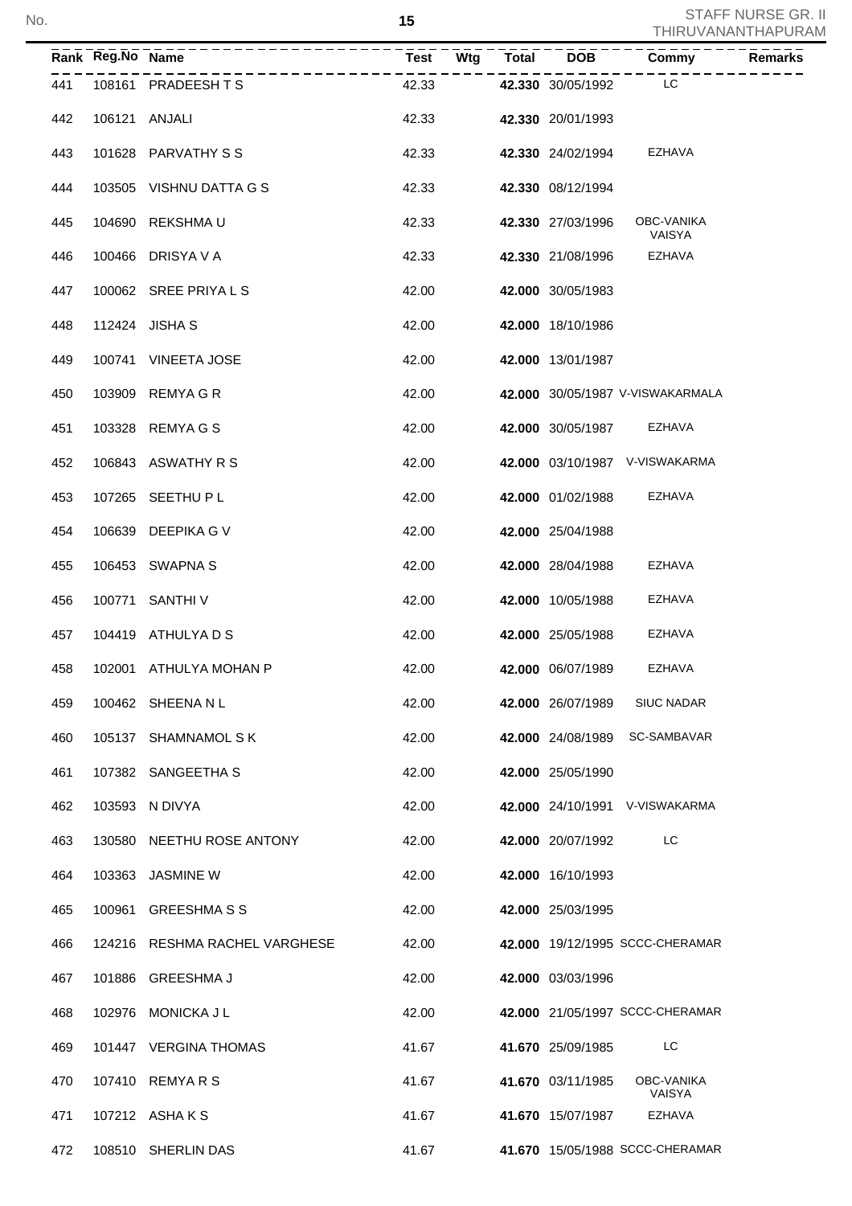| Rank | Reg.No | Name | Test | Wtg | Total | DOB | Commy | Remarks |
|---|---|---|---|---|---|---|---|---|
| 441 | 108161 | PRADEESH T S | 42.33 | | **42.330** | 30/05/1992 | LC | |
| 442 | 106121 | ANJALI | 42.33 | | **42.330** | 20/01/1993 | | |
| 443 | 101628 | PARVATHY S S | 42.33 | | **42.330** | 24/02/1994 | EZHAVA | |
| 444 | 103505 | VISHNU DATTA G S | 42.33 | | **42.330** | 08/12/1994 | | |
| 445 | 104690 | REKSHMA U | 42.33 | | **42.330** | 27/03/1996 | OBC-VANIKA VAISYA | |
| 446 | 100466 | DRISYA V A | 42.33 | | **42.330** | 21/08/1996 | EZHAVA | |
| 447 | 100062 | SREE PRIYA L S | 42.00 | | **42.000** | 30/05/1983 | | |
| 448 | 112424 | JISHA S | 42.00 | | **42.000** | 18/10/1986 | | |
| 449 | 100741 | VINEETA JOSE | 42.00 | | **42.000** | 13/01/1987 | | |
| 450 | 103909 | REMYA G R | 42.00 | | **42.000** | 30/05/1987 | V-VISWAKARMALA | |
| 451 | 103328 | REMYA G S | 42.00 | | **42.000** | 30/05/1987 | EZHAVA | |
| 452 | 106843 | ASWATHY R S | 42.00 | | **42.000** | 03/10/1987 | V-VISWAKARMA | |
| 453 | 107265 | SEETHU P L | 42.00 | | **42.000** | 01/02/1988 | EZHAVA | |
| 454 | 106639 | DEEPIKA G V | 42.00 | | **42.000** | 25/04/1988 | | |
| 455 | 106453 | SWAPNA S | 42.00 | | **42.000** | 28/04/1988 | EZHAVA | |
| 456 | 100771 | SANTHI V | 42.00 | | **42.000** | 10/05/1988 | EZHAVA | |
| 457 | 104419 | ATHULYA D S | 42.00 | | **42.000** | 25/05/1988 | EZHAVA | |
| 458 | 102001 | ATHULYA MOHAN P | 42.00 | | **42.000** | 06/07/1989 | EZHAVA | |
| 459 | 100462 | SHEENA N L | 42.00 | | **42.000** | 26/07/1989 | SIUC NADAR | |
| 460 | 105137 | SHAMNAMOL S K | 42.00 | | **42.000** | 24/08/1989 | SC-SAMBAVAR | |
| 461 | 107382 | SANGEETHA S | 42.00 | | **42.000** | 25/05/1990 | | |
| 462 | 103593 | N DIVYA | 42.00 | | **42.000** | 24/10/1991 | V-VISWAKARMA | |
| 463 | 130580 | NEETHU ROSE ANTONY | 42.00 | | **42.000** | 20/07/1992 | LC | |
| 464 | 103363 | JASMINE W | 42.00 | | **42.000** | 16/10/1993 | | |
| 465 | 100961 | GREESHMA S S | 42.00 | | **42.000** | 25/03/1995 | | |
| 466 | 124216 | RESHMA RACHEL VARGHESE | 42.00 | | **42.000** | 19/12/1995 | SCCC-CHERAMAR | |
| 467 | 101886 | GREESHMA J | 42.00 | | **42.000** | 03/03/1996 | | |
| 468 | 102976 | MONICKA J L | 42.00 | | **42.000** | 21/05/1997 | SCCC-CHERAMAR | |
| 469 | 101447 | VERGINA THOMAS | 41.67 | | **41.670** | 25/09/1985 | LC | |
| 470 | 107410 | REMYA R S | 41.67 | | **41.670** | 03/11/1985 | OBC-VANIKA VAISYA | |
| 471 | 107212 | ASHA K S | 41.67 | | **41.670** | 15/07/1987 | EZHAVA | |
| 472 | 108510 | SHERLIN DAS | 41.67 | | **41.670** | 15/05/1988 | SCCC-CHERAMAR | |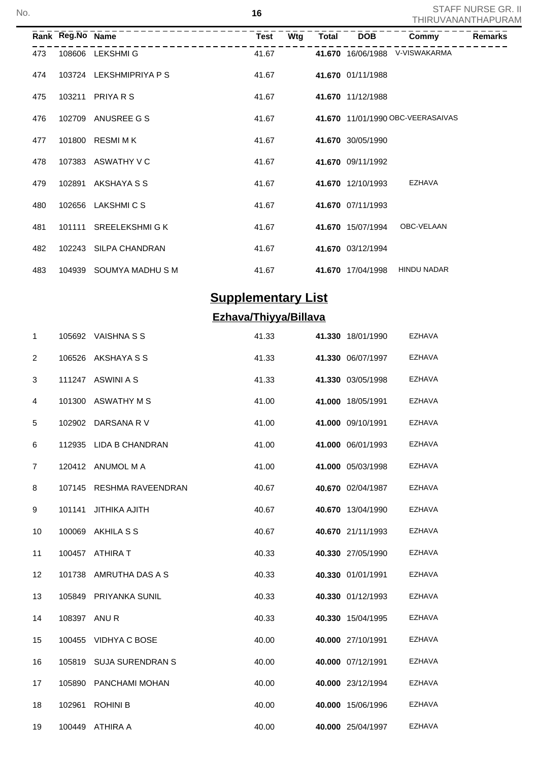| Rank | Reg.No | Name | Test | Wtg | Total | DOB | Commy | Remarks |
|---|---|---|---|---|---|---|---|---|
| 473 | 108606 | LEKSHMI G | 41.67 | | **41.670** | 16/06/1988 | V-VISWAKARMA | |
| 474 | 103724 | LEKSHMIPRIYA P S | 41.67 | | **41.670** | 01/11/1988 | | |
| 475 | 103211 | PRIYA R S | 41.67 | | **41.670** | 11/12/1988 | | |
| 476 | 102709 | ANUSREE G S | 41.67 | | **41.670** | 11/01/1990 | OBC-VEERASAIVAS | |
| 477 | 101800 | RESMI M K | 41.67 | | **41.670** | 30/05/1990 | | |
| 478 | 107383 | ASWATHY V C | 41.67 | | **41.670** | 09/11/1992 | | |
| 479 | 102891 | AKSHAYA S S | 41.67 | | **41.670** | 12/10/1993 | EZHAVA | |
| 480 | 102656 | LAKSHMI C S | 41.67 | | **41.670** | 07/11/1993 | | |
| 481 | 101111 | SREELEKSHMI G K | 41.67 | | **41.670** | 15/07/1994 | OBC-VELAAN | |
| 482 | 102243 | SILPA CHANDRAN | 41.67 | | **41.670** | 03/12/1994 | | |
| 483 | 104939 | SOUMYA MADHU S M | 41.67 | | **41.670** | 17/04/1998 | HINDU NADAR | |

## Supplementary List

### Ezhava/Thiyya/Billava

| Rank | Reg.No | Name | Test | Wtg | Total | DOB | Commy | Remarks |
|---|---|---|---|---|---|---|---|---|
| 1 | 105692 | VAISHNA S S | 41.33 | | **41.330** | 18/01/1990 | EZHAVA | |
| 2 | 106526 | AKSHAYA S S | 41.33 | | **41.330** | 06/07/1997 | EZHAVA | |
| 3 | 111247 | ASWINI A S | 41.33 | | **41.330** | 03/05/1998 | EZHAVA | |
| 4 | 101300 | ASWATHY M S | 41.00 | | **41.000** | 18/05/1991 | EZHAVA | |
| 5 | 102902 | DARSANA R V | 41.00 | | **41.000** | 09/10/1991 | EZHAVA | |
| 6 | 112935 | LIDA B CHANDRAN | 41.00 | | **41.000** | 06/01/1993 | EZHAVA | |
| 7 | 120412 | ANUMOL M A | 41.00 | | **41.000** | 05/03/1998 | EZHAVA | |
| 8 | 107145 | RESHMA RAVEENDRAN | 40.67 | | **40.670** | 02/04/1987 | EZHAVA | |
| 9 | 101141 | JITHIKA AJITH | 40.67 | | **40.670** | 13/04/1990 | EZHAVA | |
| 10 | 100069 | AKHILA S S | 40.67 | | **40.670** | 21/11/1993 | EZHAVA | |
| 11 | 100457 | ATHIRA T | 40.33 | | **40.330** | 27/05/1990 | EZHAVA | |
| 12 | 101738 | AMRUTHA DAS A S | 40.33 | | **40.330** | 01/01/1991 | EZHAVA | |
| 13 | 105849 | PRIYANKA SUNIL | 40.33 | | **40.330** | 01/12/1993 | EZHAVA | |
| 14 | 108397 | ANU R | 40.33 | | **40.330** | 15/04/1995 | EZHAVA | |
| 15 | 100455 | VIDHYA C BOSE | 40.00 | | **40.000** | 27/10/1991 | EZHAVA | |
| 16 | 105819 | SUJA SURENDRAN S | 40.00 | | **40.000** | 07/12/1991 | EZHAVA | |
| 17 | 105890 | PANCHAMI MOHAN | 40.00 | | **40.000** | 23/12/1994 | EZHAVA | |
| 18 | 102961 | ROHINI B | 40.00 | | **40.000** | 15/06/1996 | EZHAVA | |
| 19 | 100449 | ATHIRA A | 40.00 | | **40.000** | 25/04/1997 | EZHAVA | |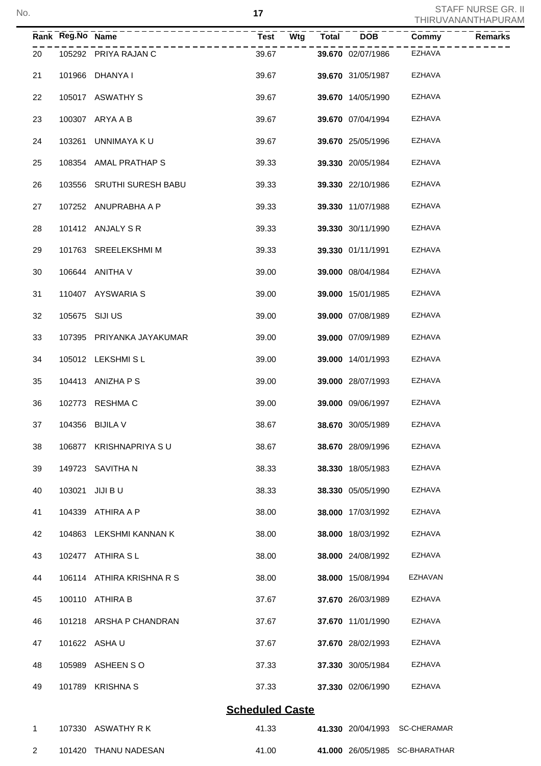| Rank | Reg.No | Name | Test | Wtg | Total | DOB | Commy | Remarks |
|---|---|---|---|---|---|---|---|---|
| 20 | 105292 | PRIYA RAJAN C | 39.67 | | **39.670** | 02/07/1986 | EZHAVA | |
| 21 | 101966 | DHANYA I | 39.67 | | **39.670** | 31/05/1987 | EZHAVA | |
| 22 | 105017 | ASWATHY S | 39.67 | | **39.670** | 14/05/1990 | EZHAVA | |
| 23 | 100307 | ARYA A B | 39.67 | | **39.670** | 07/04/1994 | EZHAVA | |
| 24 | 103261 | UNNIMAYA K U | 39.67 | | **39.670** | 25/05/1996 | EZHAVA | |
| 25 | 108354 | AMAL PRATHAP S | 39.33 | | **39.330** | 20/05/1984 | EZHAVA | |
| 26 | 103556 | SRUTHI SURESH BABU | 39.33 | | **39.330** | 22/10/1986 | EZHAVA | |
| 27 | 107252 | ANUPRABHA A P | 39.33 | | **39.330** | 11/07/1988 | EZHAVA | |
| 28 | 101412 | ANJALY S R | 39.33 | | **39.330** | 30/11/1990 | EZHAVA | |
| 29 | 101763 | SREELEKSHMI M | 39.33 | | **39.330** | 01/11/1991 | EZHAVA | |
| 30 | 106644 | ANITHA V | 39.00 | | **39.000** | 08/04/1984 | EZHAVA | |
| 31 | 110407 | AYSWARIA S | 39.00 | | **39.000** | 15/01/1985 | EZHAVA | |
| 32 | 105675 | SIJI US | 39.00 | | **39.000** | 07/08/1989 | EZHAVA | |
| 33 | 107395 | PRIYANKA JAYAKUMAR | 39.00 | | **39.000** | 07/09/1989 | EZHAVA | |
| 34 | 105012 | LEKSHMI S L | 39.00 | | **39.000** | 14/01/1993 | EZHAVA | |
| 35 | 104413 | ANIZHA P S | 39.00 | | **39.000** | 28/07/1993 | EZHAVA | |
| 36 | 102773 | RESHMA C | 39.00 | | **39.000** | 09/06/1997 | EZHAVA | |
| 37 | 104356 | BIJILA V | 38.67 | | **38.670** | 30/05/1989 | EZHAVA | |
| 38 | 106877 | KRISHNAPRIYA S U | 38.67 | | **38.670** | 28/09/1996 | EZHAVA | |
| 39 | 149723 | SAVITHA N | 38.33 | | **38.330** | 18/05/1983 | EZHAVA | |
| 40 | 103021 | JIJI B U | 38.33 | | **38.330** | 05/05/1990 | EZHAVA | |
| 41 | 104339 | ATHIRA A P | 38.00 | | **38.000** | 17/03/1992 | EZHAVA | |
| 42 | 104863 | LEKSHMI KANNAN K | 38.00 | | **38.000** | 18/03/1992 | EZHAVA | |
| 43 | 102477 | ATHIRA S L | 38.00 | | **38.000** | 24/08/1992 | EZHAVA | |
| 44 | 106114 | ATHIRA KRISHNA R S | 38.00 | | **38.000** | 15/08/1994 | EZHAVAN | |
| 45 | 100110 | ATHIRA B | 37.67 | | **37.670** | 26/03/1989 | EZHAVA | |
| 46 | 101218 | ARSHA P CHANDRAN | 37.67 | | **37.670** | 11/01/1990 | EZHAVA | |
| 47 | 101622 | ASHA U | 37.67 | | **37.670** | 28/02/1993 | EZHAVA | |
| 48 | 105989 | ASHEEN S O | 37.33 | | **37.330** | 30/05/1984 | EZHAVA | |
| 49 | 101789 | KRISHNA S | 37.33 | | **37.330** | 02/06/1990 | EZHAVA | |

## Scheduled Caste

| Rank | Reg.No | Name | Test | Wtg | Total | DOB | Commy | Remarks |
|---|---|---|---|---|---|---|---|---|
| 1 | 107330 | ASWATHY R K | 41.33 | | **41.330** | 20/04/1993 | SC-CHERAMAR | |
| 2 | 101420 | THANU NADESAN | 41.00 | | **41.000** | 26/05/1985 | SC-BHARATHAR | |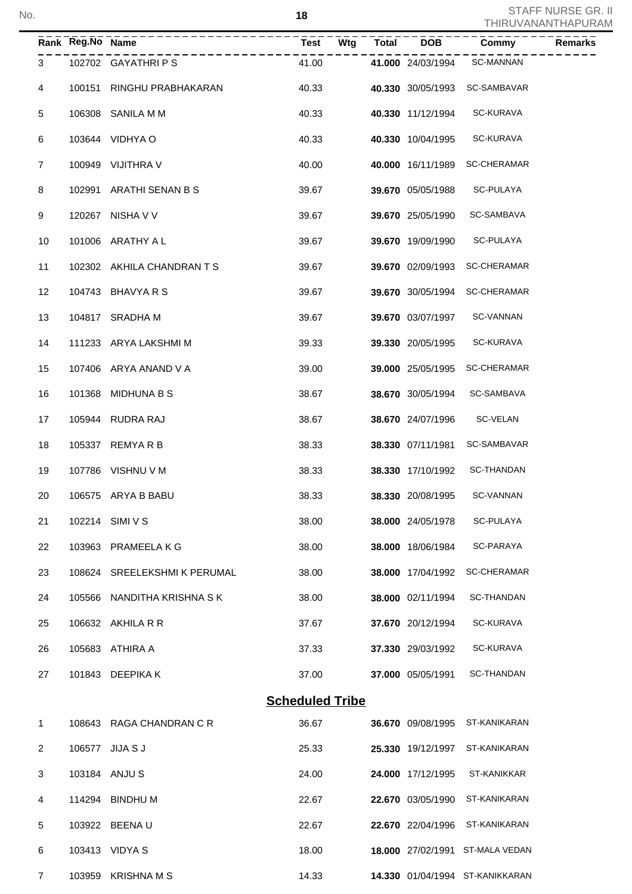| Rank | Reg.No | Name | Test | Wtg | Total | DOB | Commy | Remarks |
|---|---|---|---|---|---|---|---|---|
| 3 | 102702 | GAYATHRI P S | 41.00 | | **41.000** | 24/03/1994 | SC-MANNAN | |
| 4 | 100151 | RINGHU PRABHAKARAN | 40.33 | | **40.330** | 30/05/1993 | SC-SAMBAVAR | |
| 5 | 106308 | SANILA M M | 40.33 | | **40.330** | 11/12/1994 | SC-KURAVA | |
| 6 | 103644 | VIDHYA O | 40.33 | | **40.330** | 10/04/1995 | SC-KURAVA | |
| 7 | 100949 | VIJITHRA V | 40.00 | | **40.000** | 16/11/1989 | SC-CHERAMAR | |
| 8 | 102991 | ARATHI SENAN B S | 39.67 | | **39.670** | 05/05/1988 | SC-PULAYA | |
| 9 | 120267 | NISHA V V | 39.67 | | **39.670** | 25/05/1990 | SC-SAMBAVA | |
| 10 | 101006 | ARATHY A L | 39.67 | | **39.670** | 19/09/1990 | SC-PULAYA | |
| 11 | 102302 | AKHILA CHANDRAN T S | 39.67 | | **39.670** | 02/09/1993 | SC-CHERAMAR | |
| 12 | 104743 | BHAVYA R S | 39.67 | | **39.670** | 30/05/1994 | SC-CHERAMAR | |
| 13 | 104817 | SRADHA M | 39.67 | | **39.670** | 03/07/1997 | SC-VANNAN | |
| 14 | 111233 | ARYA LAKSHMI M | 39.33 | | **39.330** | 20/05/1995 | SC-KURAVA | |
| 15 | 107406 | ARYA ANAND V A | 39.00 | | **39.000** | 25/05/1995 | SC-CHERAMAR | |
| 16 | 101368 | MIDHUNA B S | 38.67 | | **38.670** | 30/05/1994 | SC-SAMBAVA | |
| 17 | 105944 | RUDRA RAJ | 38.67 | | **38.670** | 24/07/1996 | SC-VELAN | |
| 18 | 105337 | REMYA R B | 38.33 | | **38.330** | 07/11/1981 | SC-SAMBAVAR | |
| 19 | 107786 | VISHNU V M | 38.33 | | **38.330** | 17/10/1992 | SC-THANDAN | |
| 20 | 106575 | ARYA B BABU | 38.33 | | **38.330** | 20/08/1995 | SC-VANNAN | |
| 21 | 102214 | SIMI V S | 38.00 | | **38.000** | 24/05/1978 | SC-PULAYA | |
| 22 | 103963 | PRAMEELA K G | 38.00 | | **38.000** | 18/06/1984 | SC-PARAYA | |
| 23 | 108624 | SREELEKSHMI K PERUMAL | 38.00 | | **38.000** | 17/04/1992 | SC-CHERAMAR | |
| 24 | 105566 | NANDITHA KRISHNA S K | 38.00 | | **38.000** | 02/11/1994 | SC-THANDAN | |
| 25 | 106632 | AKHILA R R | 37.67 | | **37.670** | 20/12/1994 | SC-KURAVA | |
| 26 | 105683 | ATHIRA A | 37.33 | | **37.330** | 29/03/1992 | SC-KURAVA | |
| 27 | 101843 | DEEPIKA K | 37.00 | | **37.000** | 05/05/1991 | SC-THANDAN | |

## **Scheduled Tribe**

| Rank | Reg.No | Name | Test | Wtg | Total | DOB | Commy | Remarks |
|---|---|---|---|---|---|---|---|---|
| 1 | 108643 | RAGA CHANDRAN C R | 36.67 | | **36.670** | 09/08/1995 | ST-KANIKARAN | |
| 2 | 106577 | JIJA S J | 25.33 | | **25.330** | 19/12/1997 | ST-KANIKARAN | |
| 3 | 103184 | ANJU S | 24.00 | | **24.000** | 17/12/1995 | ST-KANIKKAR | |
| 4 | 114294 | BINDHU M | 22.67 | | **22.670** | 03/05/1990 | ST-KANIKARAN | |
| 5 | 103922 | BEENA U | 22.67 | | **22.670** | 22/04/1996 | ST-KANIKARAN | |
| 6 | 103413 | VIDYA S | 18.00 | | **18.000** | 27/02/1991 | ST-MALA VEDAN | |
| 7 | 103959 | KRISHNA M S | 14.33 | | **14.330** | 01/04/1994 | ST-KANIKKARAN | |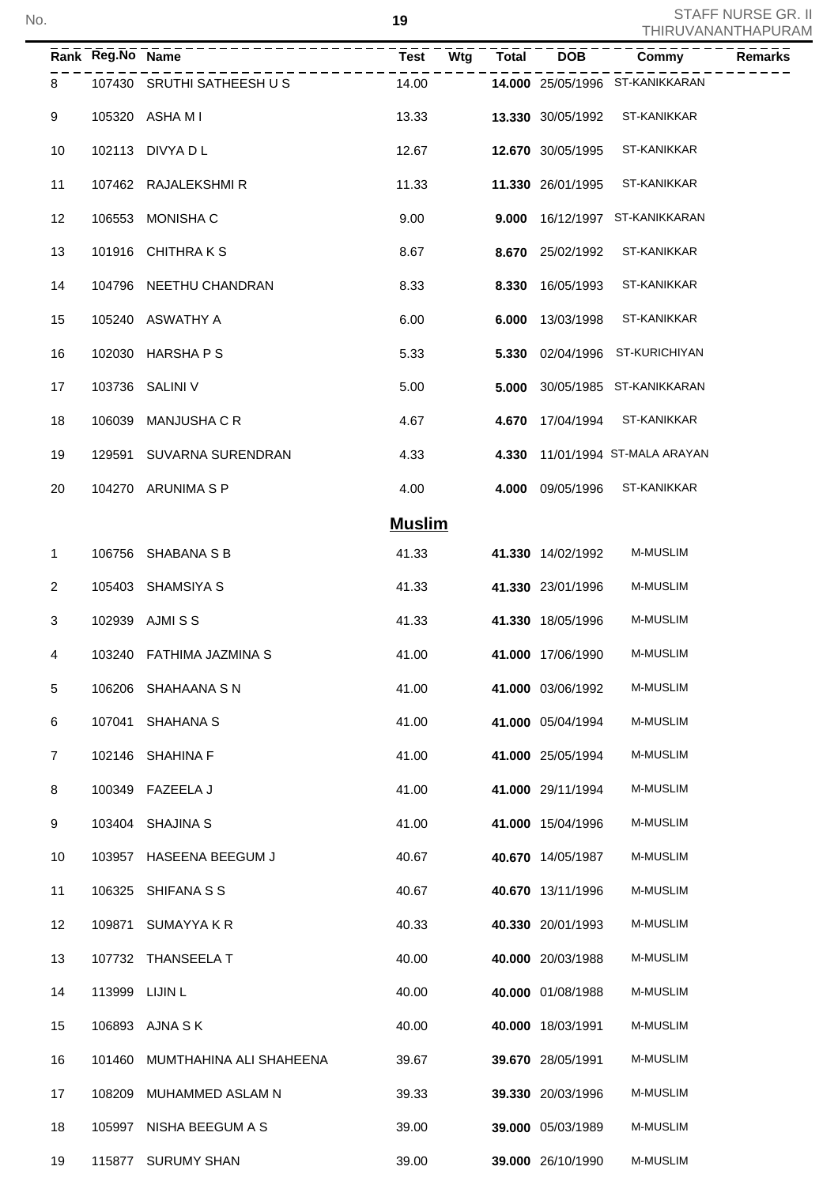| Rank | Reg.No | Name | Test | Wtg | Total | DOB | Commy | Remarks |
|---|---|---|---|---|---|---|---|---|
| 8 | 107430 | SRUTHI SATHEESH U S | 14.00 | | **14.000** | 25/05/1996 | ST-KANIKKARAN | |
| 9 | 105320 | ASHA M I | 13.33 | | **13.330** | 30/05/1992 | ST-KANIKKAR | |
| 10 | 102113 | DIVYA D L | 12.67 | | **12.670** | 30/05/1995 | ST-KANIKKAR | |
| 11 | 107462 | RAJALEKSHMI R | 11.33 | | **11.330** | 26/01/1995 | ST-KANIKKAR | |
| 12 | 106553 | MONISHA C | 9.00 | | **9.000** | 16/12/1997 | ST-KANIKKARAN | |
| 13 | 101916 | CHITHRA K S | 8.67 | | **8.670** | 25/02/1992 | ST-KANIKKAR | |
| 14 | 104796 | NEETHU CHANDRAN | 8.33 | | **8.330** | 16/05/1993 | ST-KANIKKAR | |
| 15 | 105240 | ASWATHY A | 6.00 | | **6.000** | 13/03/1998 | ST-KANIKKAR | |
| 16 | 102030 | HARSHA P S | 5.33 | | **5.330** | 02/04/1996 | ST-KURICHIYAN | |
| 17 | 103736 | SALINI V | 5.00 | | **5.000** | 30/05/1985 | ST-KANIKKARAN | |
| 18 | 106039 | MANJUSHA C R | 4.67 | | **4.670** | 17/04/1994 | ST-KANIKKAR | |
| 19 | 129591 | SUVARNA SURENDRAN | 4.33 | | **4.330** | 11/01/1994 | ST-MALA ARAYAN | |
| 20 | 104270 | ARUNIMA S P | 4.00 | | **4.000** | 09/05/1996 | ST-KANIKKAR | |

## Muslim

| Rank | Reg.No | Name | Test | Wtg | Total | DOB | Commy | Remarks |
|---|---|---|---|---|---|---|---|---|
| 1 | 106756 | SHABANA S B | 41.33 | | **41.330** | 14/02/1992 | M-MUSLIM | |
| 2 | 105403 | SHAMSIYA S | 41.33 | | **41.330** | 23/01/1996 | M-MUSLIM | |
| 3 | 102939 | AJMI S S | 41.33 | | **41.330** | 18/05/1996 | M-MUSLIM | |
| 4 | 103240 | FATHIMA JAZMINA S | 41.00 | | **41.000** | 17/06/1990 | M-MUSLIM | |
| 5 | 106206 | SHAHAANA S N | 41.00 | | **41.000** | 03/06/1992 | M-MUSLIM | |
| 6 | 107041 | SHAHANA S | 41.00 | | **41.000** | 05/04/1994 | M-MUSLIM | |
| 7 | 102146 | SHAHINA F | 41.00 | | **41.000** | 25/05/1994 | M-MUSLIM | |
| 8 | 100349 | FAZEELA J | 41.00 | | **41.000** | 29/11/1994 | M-MUSLIM | |
| 9 | 103404 | SHAJINA S | 41.00 | | **41.000** | 15/04/1996 | M-MUSLIM | |
| 10 | 103957 | HASEENA BEEGUM J | 40.67 | | **40.670** | 14/05/1987 | M-MUSLIM | |
| 11 | 106325 | SHIFANA S S | 40.67 | | **40.670** | 13/11/1996 | M-MUSLIM | |
| 12 | 109871 | SUMAYYA K R | 40.33 | | **40.330** | 20/01/1993 | M-MUSLIM | |
| 13 | 107732 | THANSEELA T | 40.00 | | **40.000** | 20/03/1988 | M-MUSLIM | |
| 14 | 113999 | LIJIN L | 40.00 | | **40.000** | 01/08/1988 | M-MUSLIM | |
| 15 | 106893 | AJNA S K | 40.00 | | **40.000** | 18/03/1991 | M-MUSLIM | |
| 16 | 101460 | MUMTHAHINA ALI SHAHEENA | 39.67 | | **39.670** | 28/05/1991 | M-MUSLIM | |
| 17 | 108209 | MUHAMMED ASLAM N | 39.33 | | **39.330** | 20/03/1996 | M-MUSLIM | |
| 18 | 105997 | NISHA BEEGUM A S | 39.00 | | **39.000** | 05/03/1989 | M-MUSLIM | |
| 19 | 115877 | SURUMY SHAN | 39.00 | | **39.000** | 26/10/1990 | M-MUSLIM | |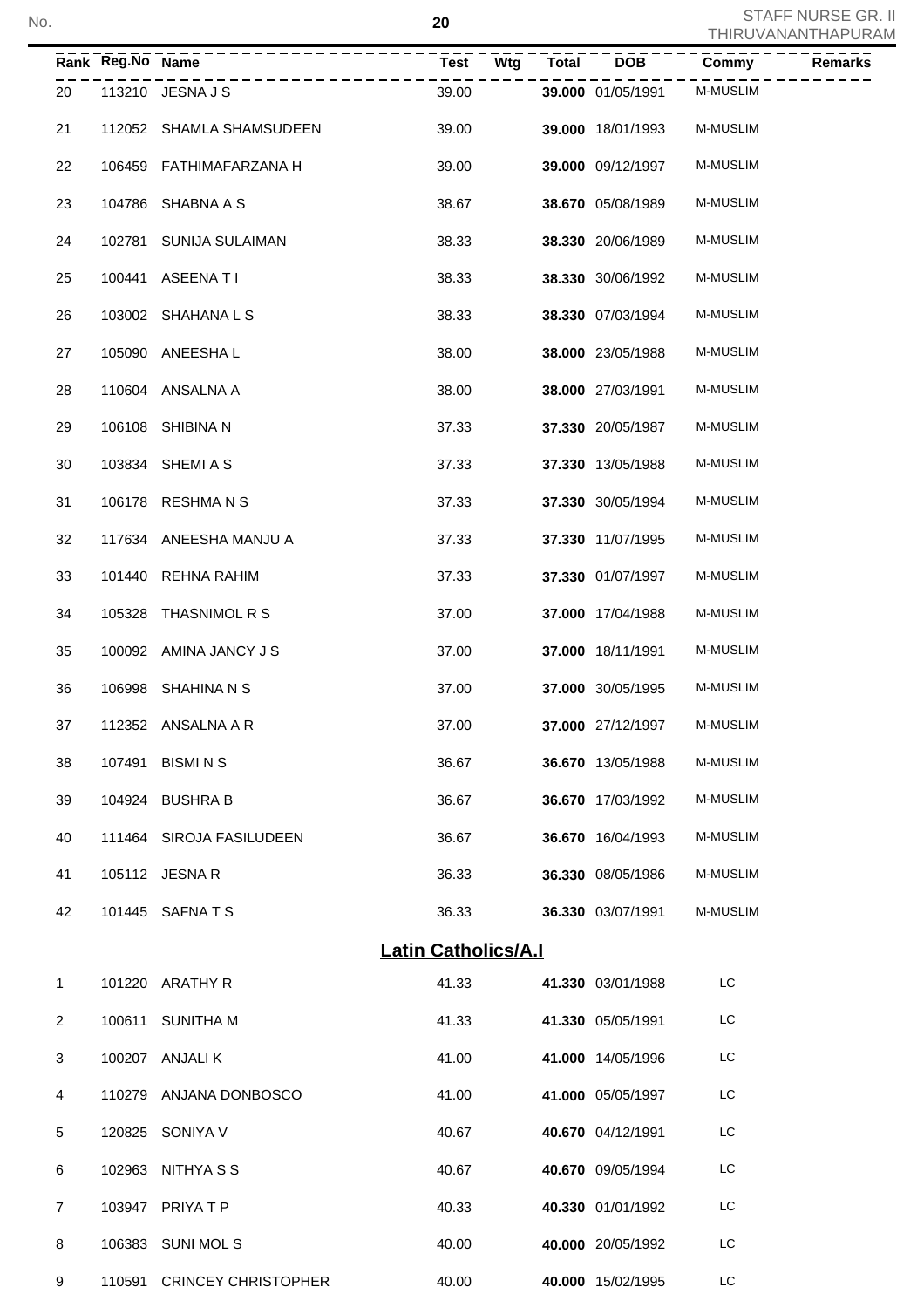| Rank | Reg.No | Name | Test | Wtg | Total | DOB | Commy | Remarks |
|---|---|---|---|---|---|---|---|---|
| 20 | 113210 | JESNA J S | 39.00 | | **39.000** | 01/05/1991 | M-MUSLIM | |
| 21 | 112052 | SHAMLA SHAMSUDEEN | 39.00 | | **39.000** | 18/01/1993 | M-MUSLIM | |
| 22 | 106459 | FATHIMAFARZANA H | 39.00 | | **39.000** | 09/12/1997 | M-MUSLIM | |
| 23 | 104786 | SHABNA A S | 38.67 | | **38.670** | 05/08/1989 | M-MUSLIM | |
| 24 | 102781 | SUNIJA SULAIMAN | 38.33 | | **38.330** | 20/06/1989 | M-MUSLIM | |
| 25 | 100441 | ASEENA T I | 38.33 | | **38.330** | 30/06/1992 | M-MUSLIM | |
| 26 | 103002 | SHAHANA L S | 38.33 | | **38.330** | 07/03/1994 | M-MUSLIM | |
| 27 | 105090 | ANEESHA L | 38.00 | | **38.000** | 23/05/1988 | M-MUSLIM | |
| 28 | 110604 | ANSALNA A | 38.00 | | **38.000** | 27/03/1991 | M-MUSLIM | |
| 29 | 106108 | SHIBINA N | 37.33 | | **37.330** | 20/05/1987 | M-MUSLIM | |
| 30 | 103834 | SHEMI A S | 37.33 | | **37.330** | 13/05/1988 | M-MUSLIM | |
| 31 | 106178 | RESHMA N S | 37.33 | | **37.330** | 30/05/1994 | M-MUSLIM | |
| 32 | 117634 | ANEESHA MANJU A | 37.33 | | **37.330** | 11/07/1995 | M-MUSLIM | |
| 33 | 101440 | REHNA RAHIM | 37.33 | | **37.330** | 01/07/1997 | M-MUSLIM | |
| 34 | 105328 | THASNIMOL R S | 37.00 | | **37.000** | 17/04/1988 | M-MUSLIM | |
| 35 | 100092 | AMINA JANCY J S | 37.00 | | **37.000** | 18/11/1991 | M-MUSLIM | |
| 36 | 106998 | SHAHINA N S | 37.00 | | **37.000** | 30/05/1995 | M-MUSLIM | |
| 37 | 112352 | ANSALNA A R | 37.00 | | **37.000** | 27/12/1997 | M-MUSLIM | |
| 38 | 107491 | BISMI N S | 36.67 | | **36.670** | 13/05/1988 | M-MUSLIM | |
| 39 | 104924 | BUSHRA B | 36.67 | | **36.670** | 17/03/1992 | M-MUSLIM | |
| 40 | 111464 | SIROJA FASILUDEEN | 36.67 | | **36.670** | 16/04/1993 | M-MUSLIM | |
| 41 | 105112 | JESNA R | 36.33 | | **36.330** | 08/05/1986 | M-MUSLIM | |
| 42 | 101445 | SAFNA T S | 36.33 | | **36.330** | 03/07/1991 | M-MUSLIM | |

## Latin Catholics/A.I

| Rank | Reg.No | Name | Test | Wtg | Total | DOB | Commy | Remarks |
|---|---|---|---|---|---|---|---|---|
| 1 | 101220 | ARATHY R | 41.33 | | **41.330** | 03/01/1988 | LC | |
| 2 | 100611 | SUNITHA M | 41.33 | | **41.330** | 05/05/1991 | LC | |
| 3 | 100207 | ANJALI K | 41.00 | | **41.000** | 14/05/1996 | LC | |
| 4 | 110279 | ANJANA DONBOSCO | 41.00 | | **41.000** | 05/05/1997 | LC | |
| 5 | 120825 | SONIYA V | 40.67 | | **40.670** | 04/12/1991 | LC | |
| 6 | 102963 | NITHYA S S | 40.67 | | **40.670** | 09/05/1994 | LC | |
| 7 | 103947 | PRIYA T P | 40.33 | | **40.330** | 01/01/1992 | LC | |
| 8 | 106383 | SUNI MOL S | 40.00 | | **40.000** | 20/05/1992 | LC | |
| 9 | 110591 | CRINCEY CHRISTOPHER | 40.00 | | **40.000** | 15/02/1995 | LC | |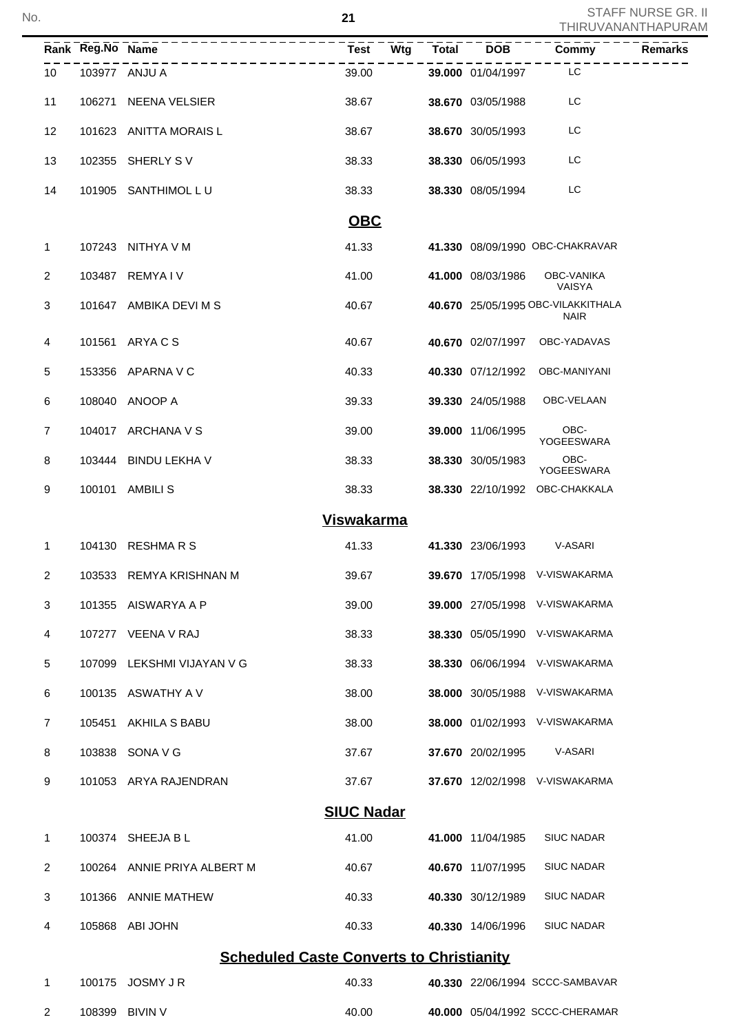STAFF NURSE GR. II
THIRUVANANTHAPURAM

| Rank | Reg.No | Name | Test | Wtg | Total | DOB | Commy | Remarks |
|---|---|---|---|---|---|---|---|---|
| 10 | 103977 | ANJU A | 39.00 | | **39.000** | 01/04/1997 | LC | |
| 11 | 106271 | NEENA VELSIER | 38.67 | | **38.670** | 03/05/1988 | LC | |
| 12 | 101623 | ANITTA MORAIS L | 38.67 | | **38.670** | 30/05/1993 | LC | |
| 13 | 102355 | SHERLY S V | 38.33 | | **38.330** | 06/05/1993 | LC | |
| 14 | 101905 | SANTHIMOL L U | 38.33 | | **38.330** | 08/05/1994 | LC | |

## OBC

| Rank | Reg.No | Name | Test | Wtg | Total | DOB | Commy | Remarks |
|---|---|---|---|---|---|---|---|---|
| 1 | 107243 | NITHYA V M | 41.33 | | **41.330** | 08/09/1990 | OBC-CHAKRAVAR | |
| 2 | 103487 | REMYA I V | 41.00 | | **41.000** | 08/03/1986 | OBC-VANIKA VAISYA | |
| 3 | 101647 | AMBIKA DEVI M S | 40.67 | | **40.670** | 25/05/1995 | OBC-VILAKKITHALA NAIR | |
| 4 | 101561 | ARYA C S | 40.67 | | **40.670** | 02/07/1997 | OBC-YADAVAS | |
| 5 | 153356 | APARNA V C | 40.33 | | **40.330** | 07/12/1992 | OBC-MANIYANI | |
| 6 | 108040 | ANOOP A | 39.33 | | **39.330** | 24/05/1988 | OBC-VELAAN | |
| 7 | 104017 | ARCHANA V S | 39.00 | | **39.000** | 11/06/1995 | OBC-YOGEESWARA | |
| 8 | 103444 | BINDU LEKHA V | 38.33 | | **38.330** | 30/05/1983 | OBC-YOGEESWARA | |
| 9 | 100101 | AMBILI S | 38.33 | | **38.330** | 22/10/1992 | OBC-CHAKKALA | |

## Viswakarma

| Rank | Reg.No | Name | Test | Wtg | Total | DOB | Commy | Remarks |
|---|---|---|---|---|---|---|---|---|
| 1 | 104130 | RESHMA R S | 41.33 | | **41.330** | 23/06/1993 | V-ASARI | |
| 2 | 103533 | REMYA KRISHNAN M | 39.67 | | **39.670** | 17/05/1998 | V-VISWAKARMA | |
| 3 | 101355 | AISWARYA A P | 39.00 | | **39.000** | 27/05/1998 | V-VISWAKARMA | |
| 4 | 107277 | VEENA V RAJ | 38.33 | | **38.330** | 05/05/1990 | V-VISWAKARMA | |
| 5 | 107099 | LEKSHMI VIJAYAN V G | 38.33 | | **38.330** | 06/06/1994 | V-VISWAKARMA | |
| 6 | 100135 | ASWATHY A V | 38.00 | | **38.000** | 30/05/1988 | V-VISWAKARMA | |
| 7 | 105451 | AKHILA S BABU | 38.00 | | **38.000** | 01/02/1993 | V-VISWAKARMA | |
| 8 | 103838 | SONA V G | 37.67 | | **37.670** | 20/02/1995 | V-ASARI | |
| 9 | 101053 | ARYA RAJENDRAN | 37.67 | | **37.670** | 12/02/1998 | V-VISWAKARMA | |

## SIUC Nadar

| Rank | Reg.No | Name | Test | Wtg | Total | DOB | Commy | Remarks |
|---|---|---|---|---|---|---|---|---|
| 1 | 100374 | SHEEJA B L | 41.00 | | **41.000** | 11/04/1985 | SIUC NADAR | |
| 2 | 100264 | ANNIE PRIYA ALBERT M | 40.67 | | **40.670** | 11/07/1995 | SIUC NADAR | |
| 3 | 101366 | ANNIE MATHEW | 40.33 | | **40.330** | 30/12/1989 | SIUC NADAR | |
| 4 | 105868 | ABI JOHN | 40.33 | | **40.330** | 14/06/1996 | SIUC NADAR | |

## Scheduled Caste Converts to Christianity

| Rank | Reg.No | Name | Test | Wtg | Total | DOB | Commy | Remarks |
|---|---|---|---|---|---|---|---|---|
| 1 | 100175 | JOSMY J R | 40.33 | | **40.330** | 22/06/1994 | SCCC-SAMBAVAR | |
| 2 | 108399 | BIVIN V | 40.00 | | **40.000** | 05/04/1992 | SCCC-CHERAMAR | |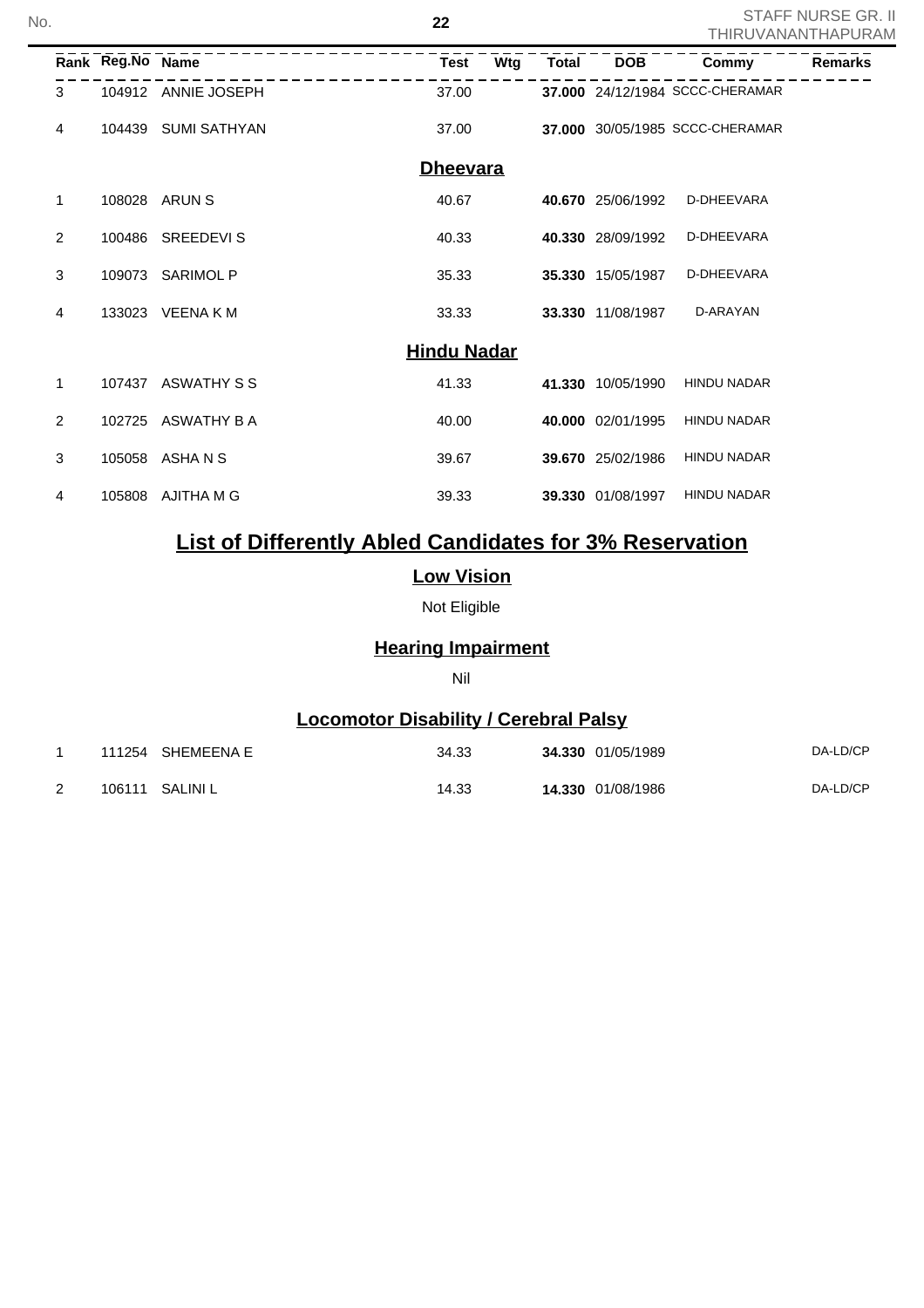| Rank | Reg.No | Name | Test | Wtg | Total | DOB | Commy | Remarks |
|---|---|---|---|---|---|---|---|---|
| 3 | 104912 | ANNIE JOSEPH | 37.00 | | **37.000** | 24/12/1984 | SCCC-CHERAMAR | |
| 4 | 104439 | SUMI SATHYAN | 37.00 | | **37.000** | 30/05/1985 | SCCC-CHERAMAR | |

## Dheevara

| Rank | Reg.No | Name | Test | Wtg | Total | DOB | Commy | Remarks |
|---|---|---|---|---|---|---|---|---|
| 1 | 108028 | ARUN S | 40.67 | | **40.670** | 25/06/1992 | D-DHEEVARA | |
| 2 | 100486 | SREEDEVI S | 40.33 | | **40.330** | 28/09/1992 | D-DHEEVARA | |
| 3 | 109073 | SARIMOL P | 35.33 | | **35.330** | 15/05/1987 | D-DHEEVARA | |
| 4 | 133023 | VEENA K M | 33.33 | | **33.330** | 11/08/1987 | D-ARAYAN | |

## Hindu Nadar

| Rank | Reg.No | Name | Test | Wtg | Total | DOB | Commy | Remarks |
|---|---|---|---|---|---|---|---|---|
| 1 | 107437 | ASWATHY S S | 41.33 | | **41.330** | 10/05/1990 | HINDU NADAR | |
| 2 | 102725 | ASWATHY B A | 40.00 | | **40.000** | 02/01/1995 | HINDU NADAR | |
| 3 | 105058 | ASHA N S | 39.67 | | **39.670** | 25/02/1986 | HINDU NADAR | |
| 4 | 105808 | AJITHA M G | 39.33 | | **39.330** | 01/08/1997 | HINDU NADAR | |

# List of Differently Abled Candidates for 3% Reservation

## Low Vision

Not Eligible

## Hearing Impairment

Nil

## Locomotor Disability / Cerebral Palsy

| Rank | Reg.No | Name | Test | Wtg | Total | DOB | Commy | Remarks |
|---|---|---|---|---|---|---|---|---|
| 1 | 111254 | SHEMEENA E | 34.33 | | **34.330** | 01/05/1989 | | DA-LD/CP |
| 2 | 106111 | SALINI L | 14.33 | | **14.330** | 01/08/1986 | | DA-LD/CP |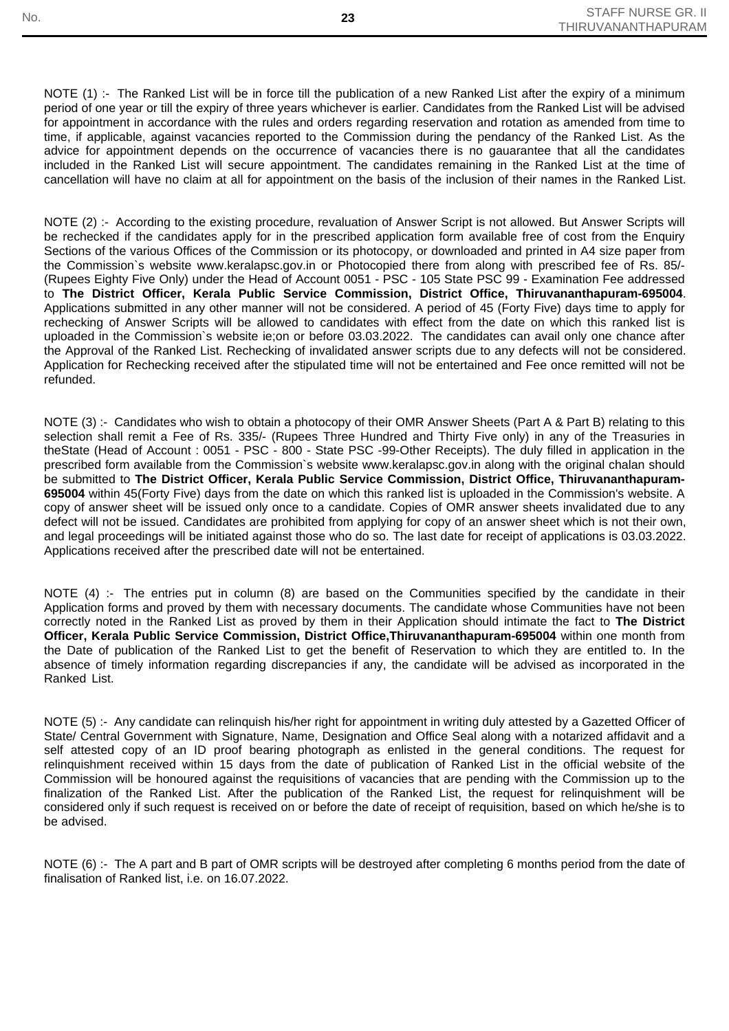NOTE (1) :- The Ranked List will be in force till the publication of a new Ranked List after the expiry of a minimum period of one year or till the expiry of three years whichever is earlier. Candidates from the Ranked List will be advised for appointment in accordance with the rules and orders regarding reservation and rotation as amended from time to time, if applicable, against vacancies reported to the Commission during the pendancy of the Ranked List. As the advice for appointment depends on the occurrence of vacancies there is no gauarantee that all the candidates included in the Ranked List will secure appointment. The candidates remaining in the Ranked List at the time of cancellation will have no claim at all for appointment on the basis of the inclusion of their names in the Ranked List.

NOTE (2) :- According to the existing procedure, revaluation of Answer Script is not allowed. But Answer Scripts will be rechecked if the candidates apply for in the prescribed application form available free of cost from the Enquiry Sections of the various Offices of the Commission or its photocopy, or downloaded and printed in A4 size paper from the Commission`s website www.keralapsc.gov.in or Photocopied there from along with prescribed fee of Rs. 85/- (Rupees Eighty Five Only) under the Head of Account 0051 - PSC - 105 State PSC 99 - Examination Fee addressed to **The District Officer, Kerala Public Service Commission, District Office, Thiruvananthapuram-695004**. Applications submitted in any other manner will not be considered. A period of 45 (Forty Five) days time to apply for rechecking of Answer Scripts will be allowed to candidates with effect from the date on which this ranked list is uploaded in the Commission`s website ie;on or before 03.03.2022. The candidates can avail only one chance after the Approval of the Ranked List. Rechecking of invalidated answer scripts due to any defects will not be considered. Application for Rechecking received after the stipulated time will not be entertained and Fee once remitted will not be refunded.

NOTE (3) :- Candidates who wish to obtain a photocopy of their OMR Answer Sheets (Part A & Part B) relating to this selection shall remit a Fee of Rs. 335/- (Rupees Three Hundred and Thirty Five only) in any of the Treasuries in theState (Head of Account : 0051 - PSC - 800 - State PSC -99-Other Receipts). The duly filled in application in the prescribed form available from the Commission`s website www.keralapsc.gov.in along with the original chalan should be submitted to **The District Officer, Kerala Public Service Commission, District Office, Thiruvananthapuram-695004** within 45(Forty Five) days from the date on which this ranked list is uploaded in the Commission's website. A copy of answer sheet will be issued only once to a candidate. Copies of OMR answer sheets invalidated due to any defect will not be issued. Candidates are prohibited from applying for copy of an answer sheet which is not their own, and legal proceedings will be initiated against those who do so. The last date for receipt of applications is 03.03.2022. Applications received after the prescribed date will not be entertained.

NOTE (4) :- The entries put in column (8) are based on the Communities specified by the candidate in their Application forms and proved by them with necessary documents. The candidate whose Communities have not been correctly noted in the Ranked List as proved by them in their Application should intimate the fact to **The District Officer, Kerala Public Service Commission, District Office,Thiruvananthapuram-695004** within one month from the Date of publication of the Ranked List to get the benefit of Reservation to which they are entitled to. In the absence of timely information regarding discrepancies if any, the candidate will be advised as incorporated in the Ranked List.

NOTE (5) :- Any candidate can relinquish his/her right for appointment in writing duly attested by a Gazetted Officer of State/ Central Government with Signature, Name, Designation and Office Seal along with a notarized affidavit and a self attested copy of an ID proof bearing photograph as enlisted in the general conditions. The request for relinquishment received within 15 days from the date of publication of Ranked List in the official website of the Commission will be honoured against the requisitions of vacancies that are pending with the Commission up to the finalization of the Ranked List. After the publication of the Ranked List, the request for relinquishment will be considered only if such request is received on or before the date of receipt of requisition, based on which he/she is to be advised.

NOTE (6) :- The A part and B part of OMR scripts will be destroyed after completing 6 months period from the date of finalisation of Ranked list, i.e. on 16.07.2022.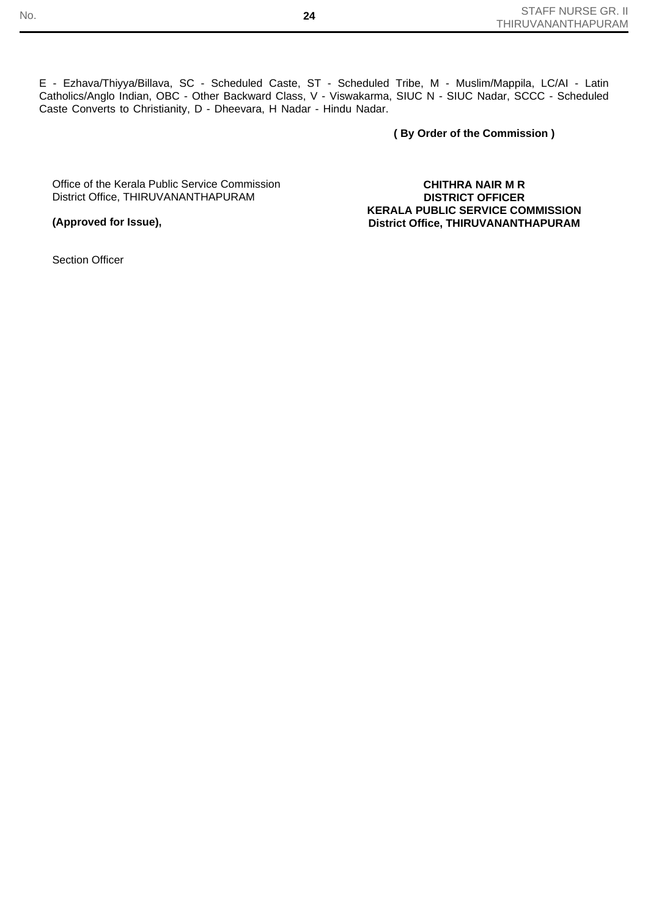E - Ezhava/Thiyya/Billava, SC - Scheduled Caste, ST - Scheduled Tribe, M - Muslim/Mappila, LC/AI - Latin Catholics/Anglo Indian, OBC - Other Backward Class, V - Viswakarma, SIUC N - SIUC Nadar, SCCC - Scheduled Caste Converts to Christianity, D - Dheevara, H Nadar - Hindu Nadar.

**( By Order of the Commission )**

Office of the Kerala Public Service Commission
District Office, THIRUVANANTHAPURAM

**CHITHRA NAIR M R**
**DISTRICT OFFICER**
**KERALA PUBLIC SERVICE COMMISSION**
**District Office, THIRUVANANTHAPURAM**

**(Approved for Issue),**

Section Officer